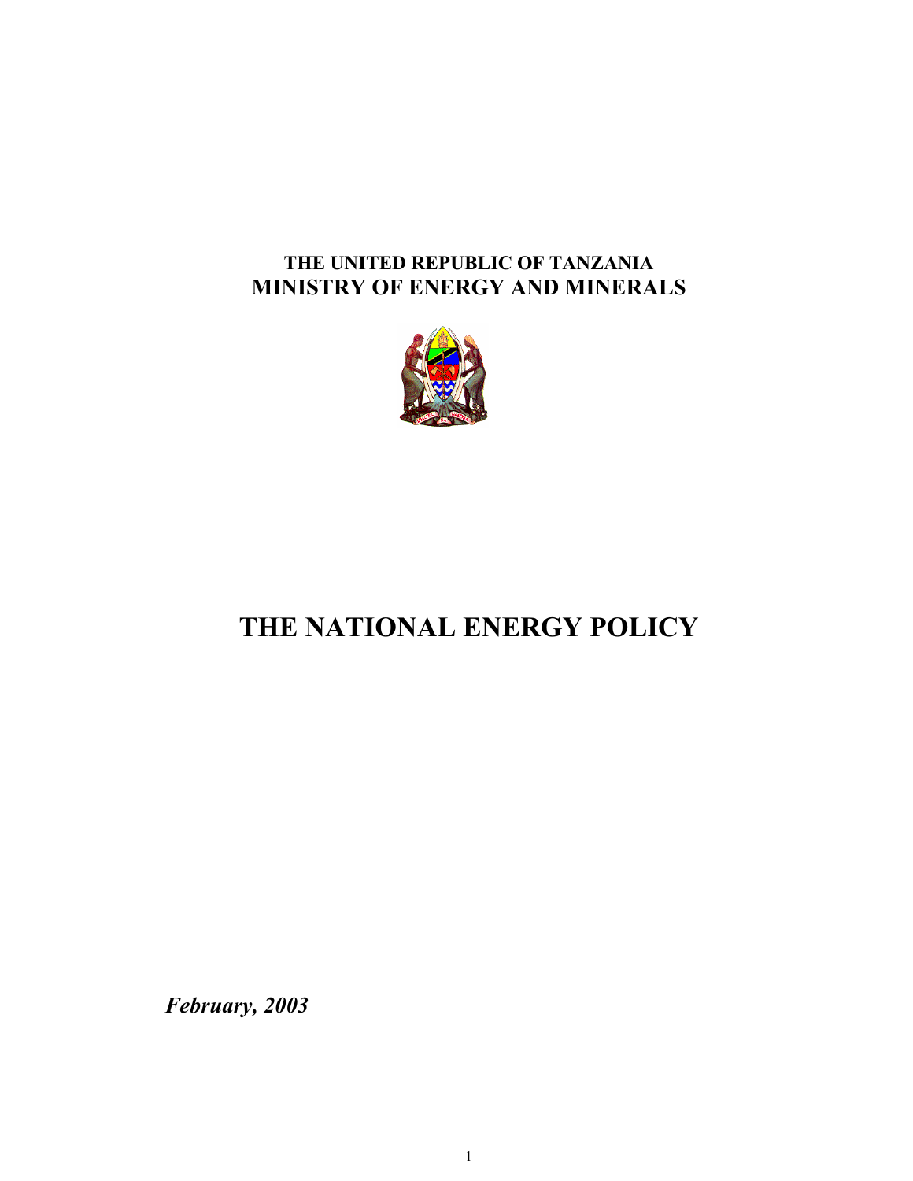**THE UNITED REPUBLIC OF TANZANIA**
**MINISTRY OF ENERGY AND MINERALS**

# THE NATIONAL ENERGY POLICY

***February, 2003***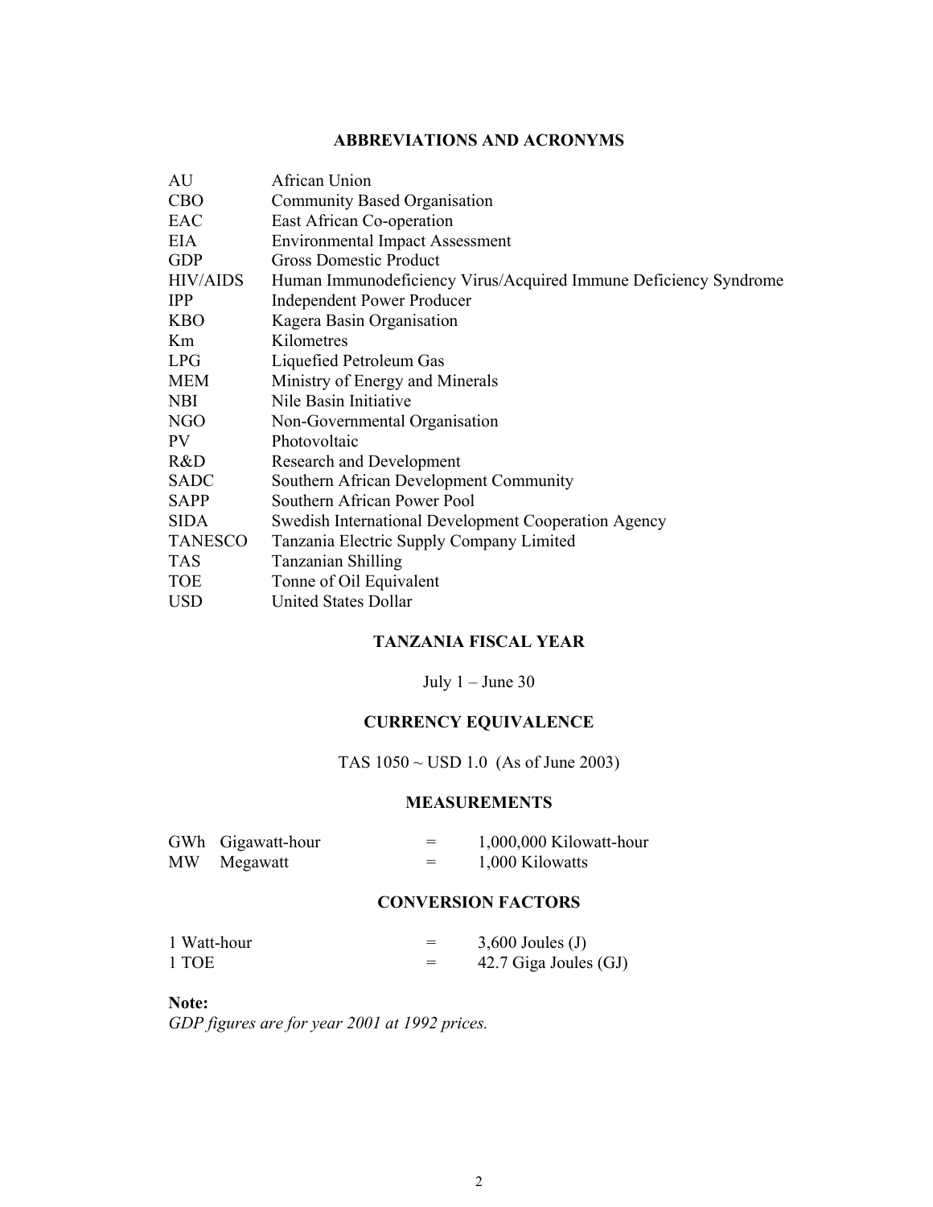## ABBREVIATIONS AND ACRONYMS

| | |
|---|---|
| AU | African Union |
| CBO | Community Based Organisation |
| EAC | East African Co-operation |
| EIA | Environmental Impact Assessment |
| GDP | Gross Domestic Product |
| HIV/AIDS | Human Immunodeficiency Virus/Acquired Immune Deficiency Syndrome |
| IPP | Independent Power Producer |
| KBO | Kagera Basin Organisation |
| Km | Kilometres |
| LPG | Liquefied Petroleum Gas |
| MEM | Ministry of Energy and Minerals |
| NBI | Nile Basin Initiative |
| NGO | Non-Governmental Organisation |
| PV | Photovoltaic |
| R&D | Research and Development |
| SADC | Southern African Development Community |
| SAPP | Southern African Power Pool |
| SIDA | Swedish International Development Cooperation Agency |
| TANESCO | Tanzania Electric Supply Company Limited |
| TAS | Tanzanian Shilling |
| TOE | Tonne of Oil Equivalent |
| USD | United States Dollar |

## TANZANIA FISCAL YEAR

July 1 – June 30

## CURRENCY EQUIVALENCE

TAS 1050 ~ USD 1.0 (As of June 2003)

## MEASUREMENTS

| | | | |
|---|---|---|---|
| GWh | Gigawatt-hour | = | 1,000,000 Kilowatt-hour |
| MW | Megawatt | = | 1,000 Kilowatts |

## CONVERSION FACTORS

| | | |
|---|---|---|
| 1 Watt-hour | = | 3,600 Joules (J) |
| 1 TOE | = | 42.7 Giga Joules (GJ) |

**Note:**
*GDP figures are for year 2001 at 1992 prices.*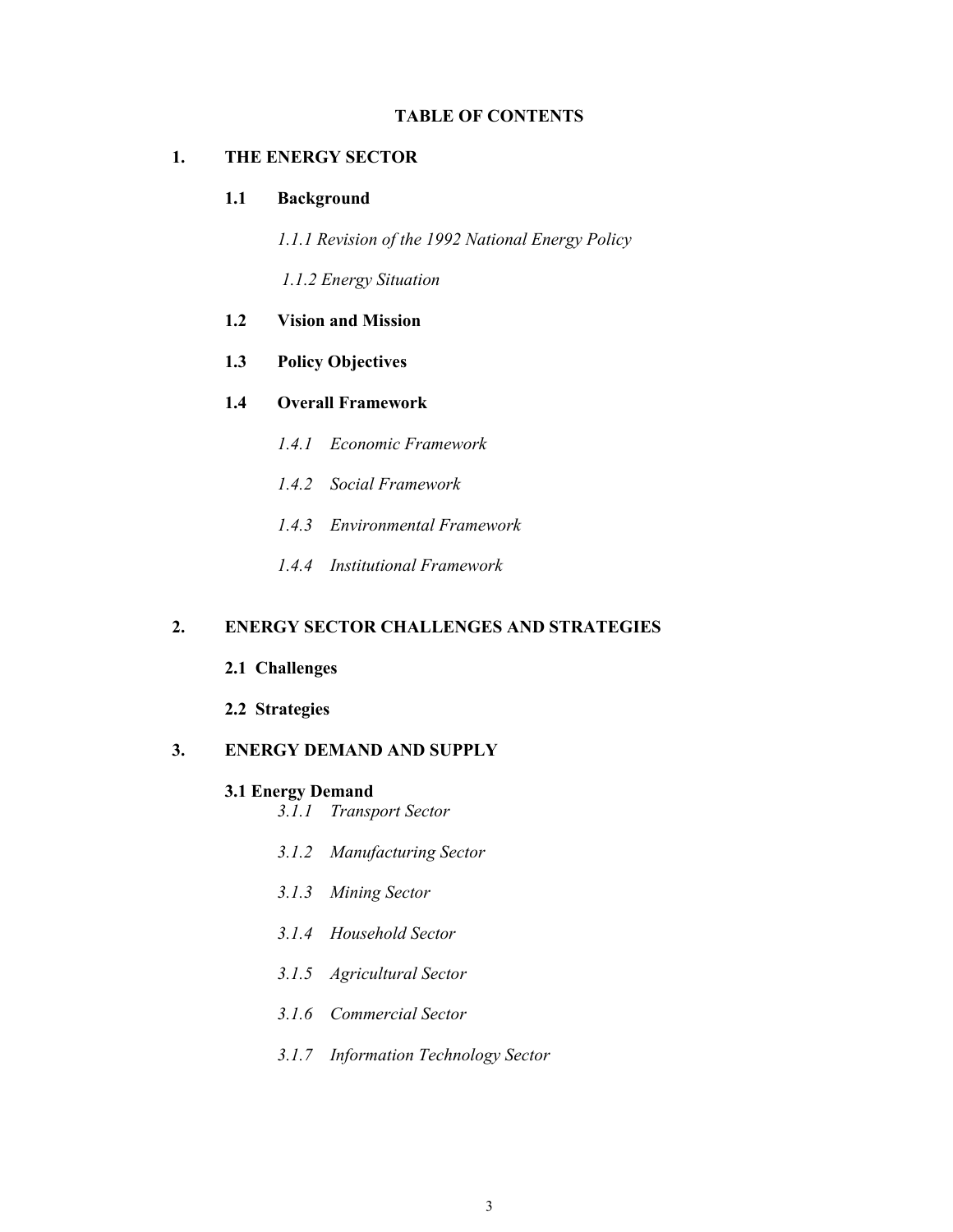**TABLE OF CONTENTS**

**1. THE ENERGY SECTOR**

**1.1 Background**

*1.1.1 Revision of the 1992 National Energy Policy*

*1.1.2 Energy Situation*

**1.2 Vision and Mission**

**1.3 Policy Objectives**

**1.4 Overall Framework**

*1.4.1 Economic Framework*

*1.4.2 Social Framework*

*1.4.3 Environmental Framework*

*1.4.4 Institutional Framework*

**2. ENERGY SECTOR CHALLENGES AND STRATEGIES**

**2.1 Challenges**

**2.2 Strategies**

**3. ENERGY DEMAND AND SUPPLY**

**3.1 Energy Demand**

*3.1.1 Transport Sector*

*3.1.2 Manufacturing Sector*

*3.1.3 Mining Sector*

*3.1.4 Household Sector*

*3.1.5 Agricultural Sector*

*3.1.6 Commercial Sector*

*3.1.7 Information Technology Sector*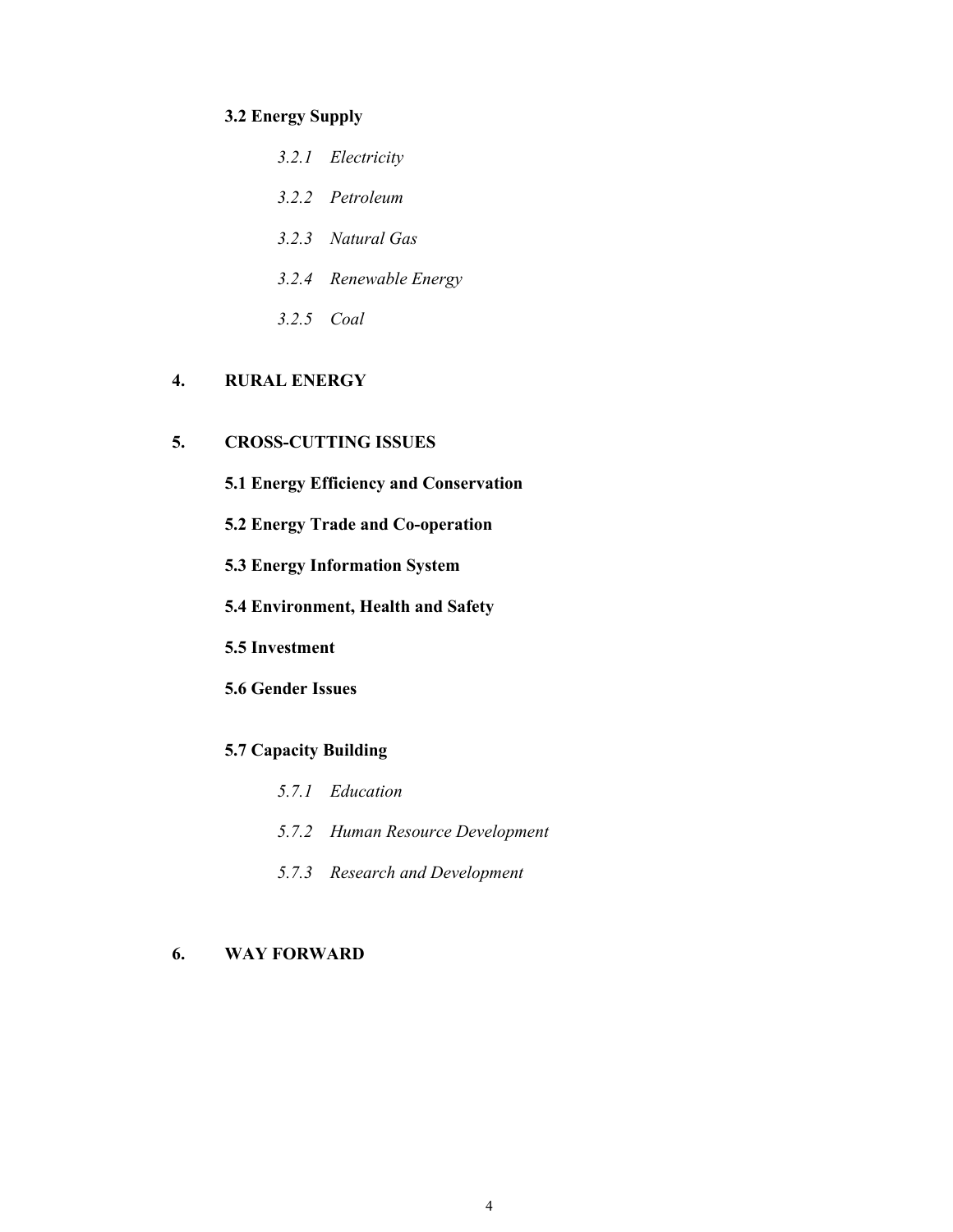**3.2 Energy Supply**

*3.2.1 Electricity*

*3.2.2 Petroleum*

*3.2.3 Natural Gas*

*3.2.4 Renewable Energy*

*3.2.5 Coal*

**4. RURAL ENERGY**

**5. CROSS-CUTTING ISSUES**

**5.1 Energy Efficiency and Conservation**

**5.2 Energy Trade and Co-operation**

**5.3 Energy Information System**

**5.4 Environment, Health and Safety**

**5.5 Investment**

**5.6 Gender Issues**

**5.7 Capacity Building**

*5.7.1 Education*

*5.7.2 Human Resource Development*

*5.7.3 Research and Development*

**6. WAY FORWARD**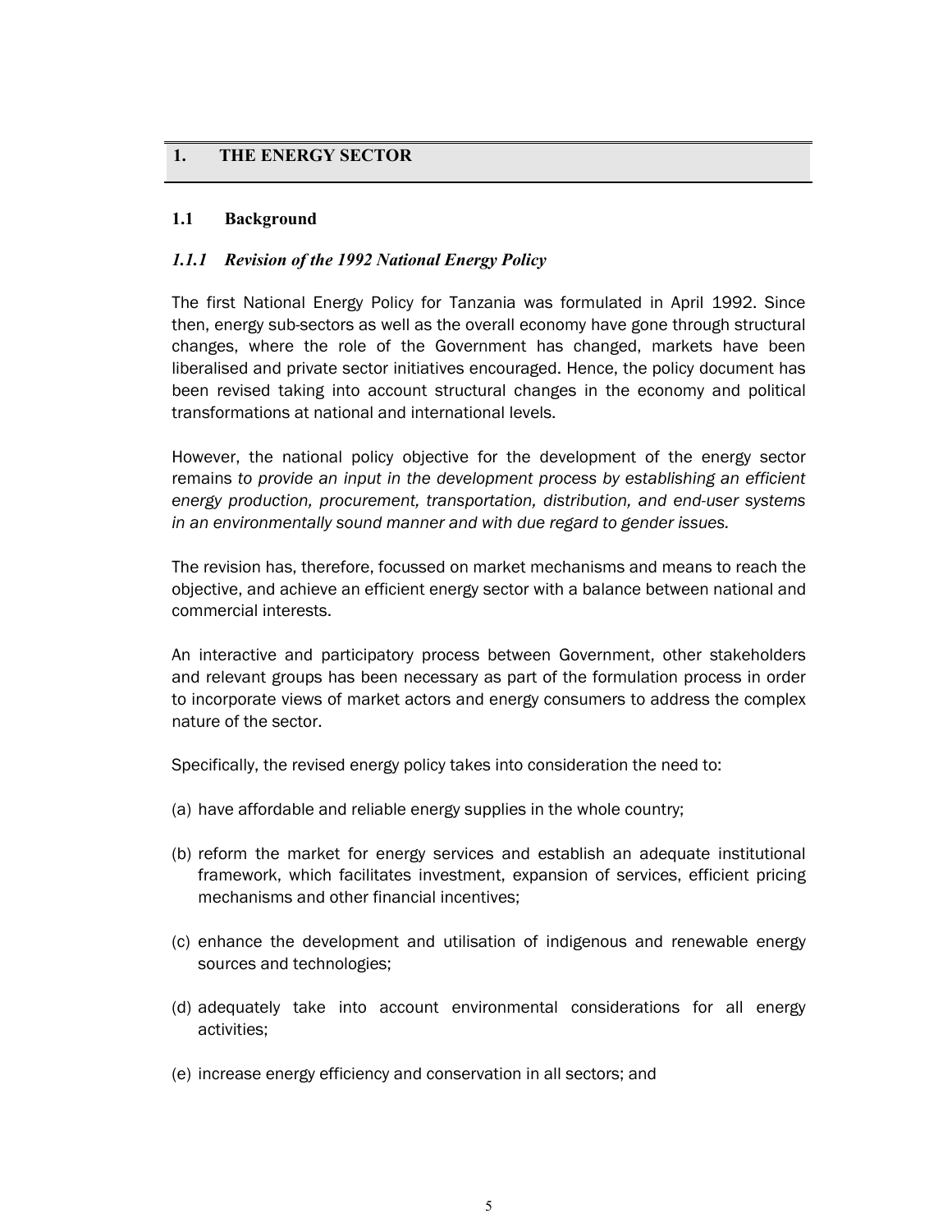# 1. THE ENERGY SECTOR

## 1.1 Background

### *1.1.1 Revision of the 1992 National Energy Policy*

The first National Energy Policy for Tanzania was formulated in April 1992. Since then, energy sub-sectors as well as the overall economy have gone through structural changes, where the role of the Government has changed, markets have been liberalised and private sector initiatives encouraged. Hence, the policy document has been revised taking into account structural changes in the economy and political transformations at national and international levels.

However, the national policy objective for the development of the energy sector remains *to provide an input in the development process by establishing an efficient energy production, procurement, transportation, distribution, and end-user systems in an environmentally sound manner and with due regard to gender issues.*

The revision has, therefore, focussed on market mechanisms and means to reach the objective, and achieve an efficient energy sector with a balance between national and commercial interests.

An interactive and participatory process between Government, other stakeholders and relevant groups has been necessary as part of the formulation process in order to incorporate views of market actors and energy consumers to address the complex nature of the sector.

Specifically, the revised energy policy takes into consideration the need to:

(a) have affordable and reliable energy supplies in the whole country;

(b) reform the market for energy services and establish an adequate institutional framework, which facilitates investment, expansion of services, efficient pricing mechanisms and other financial incentives;

(c) enhance the development and utilisation of indigenous and renewable energy sources and technologies;

(d) adequately take into account environmental considerations for all energy activities;

(e) increase energy efficiency and conservation in all sectors; and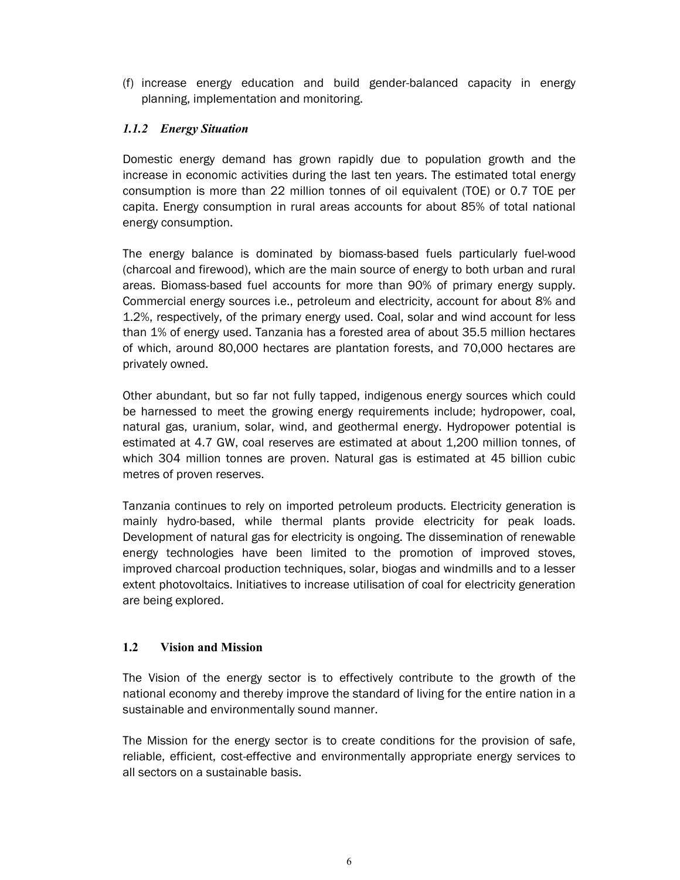(f) increase energy education and build gender-balanced capacity in energy planning, implementation and monitoring.

### *1.1.2 Energy Situation*

Domestic energy demand has grown rapidly due to population growth and the increase in economic activities during the last ten years. The estimated total energy consumption is more than 22 million tonnes of oil equivalent (TOE) or 0.7 TOE per capita. Energy consumption in rural areas accounts for about 85% of total national energy consumption.

The energy balance is dominated by biomass-based fuels particularly fuel-wood (charcoal and firewood), which are the main source of energy to both urban and rural areas. Biomass-based fuel accounts for more than 90% of primary energy supply. Commercial energy sources i.e., petroleum and electricity, account for about 8% and 1.2%, respectively, of the primary energy used. Coal, solar and wind account for less than 1% of energy used. Tanzania has a forested area of about 35.5 million hectares of which, around 80,000 hectares are plantation forests, and 70,000 hectares are privately owned.

Other abundant, but so far not fully tapped, indigenous energy sources which could be harnessed to meet the growing energy requirements include; hydropower, coal, natural gas, uranium, solar, wind, and geothermal energy. Hydropower potential is estimated at 4.7 GW, coal reserves are estimated at about 1,200 million tonnes, of which 304 million tonnes are proven. Natural gas is estimated at 45 billion cubic metres of proven reserves.

Tanzania continues to rely on imported petroleum products. Electricity generation is mainly hydro-based, while thermal plants provide electricity for peak loads. Development of natural gas for electricity is ongoing. The dissemination of renewable energy technologies have been limited to the promotion of improved stoves, improved charcoal production techniques, solar, biogas and windmills and to a lesser extent photovoltaics. Initiatives to increase utilisation of coal for electricity generation are being explored.

## 1.2 Vision and Mission

The Vision of the energy sector is to effectively contribute to the growth of the national economy and thereby improve the standard of living for the entire nation in a sustainable and environmentally sound manner.

The Mission for the energy sector is to create conditions for the provision of safe, reliable, efficient, cost-effective and environmentally appropriate energy services to all sectors on a sustainable basis.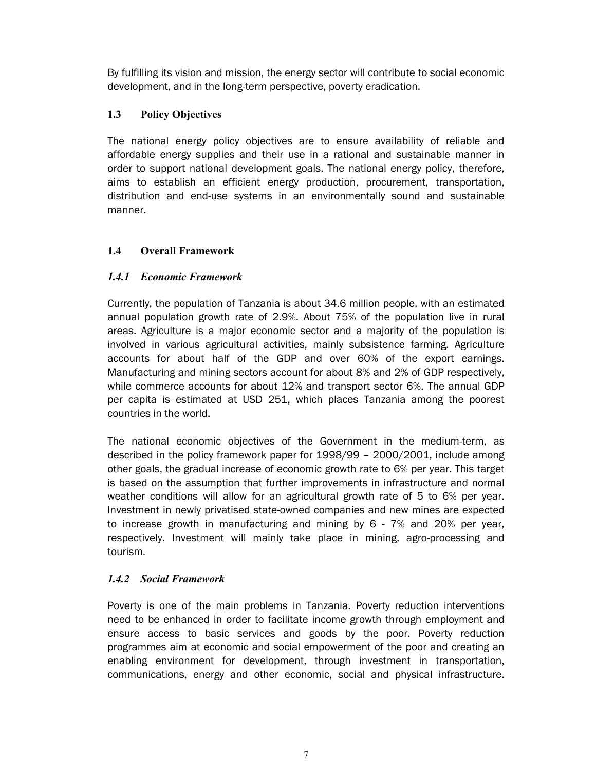By fulfilling its vision and mission, the energy sector will contribute to social economic development, and in the long-term perspective, poverty eradication.

## 1.3 Policy Objectives

The national energy policy objectives are to ensure availability of reliable and affordable energy supplies and their use in a rational and sustainable manner in order to support national development goals. The national energy policy, therefore, aims to establish an efficient energy production, procurement, transportation, distribution and end-use systems in an environmentally sound and sustainable manner.

## 1.4 Overall Framework

### *1.4.1 Economic Framework*

Currently, the population of Tanzania is about 34.6 million people, with an estimated annual population growth rate of 2.9%. About 75% of the population live in rural areas. Agriculture is a major economic sector and a majority of the population is involved in various agricultural activities, mainly subsistence farming. Agriculture accounts for about half of the GDP and over 60% of the export earnings. Manufacturing and mining sectors account for about 8% and 2% of GDP respectively, while commerce accounts for about 12% and transport sector 6%. The annual GDP per capita is estimated at USD 251, which places Tanzania among the poorest countries in the world.

The national economic objectives of the Government in the medium-term, as described in the policy framework paper for 1998/99 – 2000/2001, include among other goals, the gradual increase of economic growth rate to 6% per year. This target is based on the assumption that further improvements in infrastructure and normal weather conditions will allow for an agricultural growth rate of 5 to 6% per year. Investment in newly privatised state-owned companies and new mines are expected to increase growth in manufacturing and mining by 6 - 7% and 20% per year, respectively. Investment will mainly take place in mining, agro-processing and tourism.

### *1.4.2 Social Framework*

Poverty is one of the main problems in Tanzania. Poverty reduction interventions need to be enhanced in order to facilitate income growth through employment and ensure access to basic services and goods by the poor. Poverty reduction programmes aim at economic and social empowerment of the poor and creating an enabling environment for development, through investment in transportation, communications, energy and other economic, social and physical infrastructure.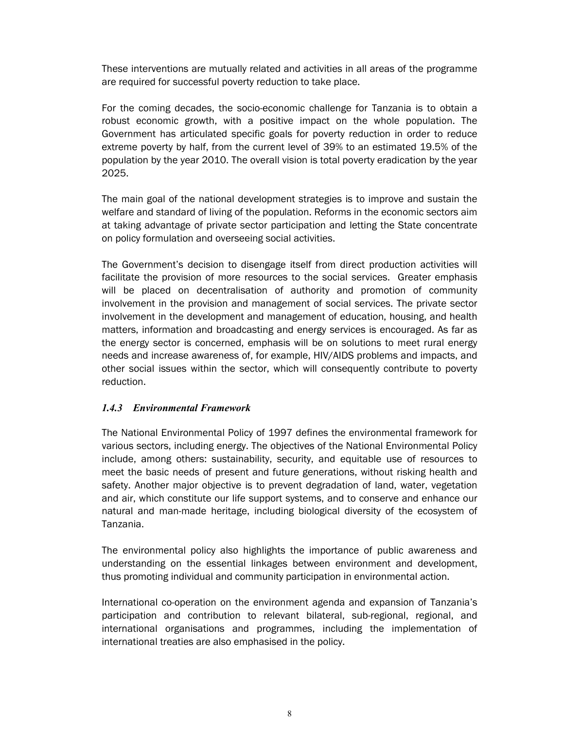These interventions are mutually related and activities in all areas of the programme are required for successful poverty reduction to take place.

For the coming decades, the socio-economic challenge for Tanzania is to obtain a robust economic growth, with a positive impact on the whole population. The Government has articulated specific goals for poverty reduction in order to reduce extreme poverty by half, from the current level of 39% to an estimated 19.5% of the population by the year 2010. The overall vision is total poverty eradication by the year 2025.

The main goal of the national development strategies is to improve and sustain the welfare and standard of living of the population. Reforms in the economic sectors aim at taking advantage of private sector participation and letting the State concentrate on policy formulation and overseeing social activities.

The Government's decision to disengage itself from direct production activities will facilitate the provision of more resources to the social services. Greater emphasis will be placed on decentralisation of authority and promotion of community involvement in the provision and management of social services. The private sector involvement in the development and management of education, housing, and health matters, information and broadcasting and energy services is encouraged. As far as the energy sector is concerned, emphasis will be on solutions to meet rural energy needs and increase awareness of, for example, HIV/AIDS problems and impacts, and other social issues within the sector, which will consequently contribute to poverty reduction.

### *1.4.3 Environmental Framework*

The National Environmental Policy of 1997 defines the environmental framework for various sectors, including energy. The objectives of the National Environmental Policy include, among others: sustainability, security, and equitable use of resources to meet the basic needs of present and future generations, without risking health and safety. Another major objective is to prevent degradation of land, water, vegetation and air, which constitute our life support systems, and to conserve and enhance our natural and man-made heritage, including biological diversity of the ecosystem of Tanzania.

The environmental policy also highlights the importance of public awareness and understanding on the essential linkages between environment and development, thus promoting individual and community participation in environmental action.

International co-operation on the environment agenda and expansion of Tanzania's participation and contribution to relevant bilateral, sub-regional, regional, and international organisations and programmes, including the implementation of international treaties are also emphasised in the policy.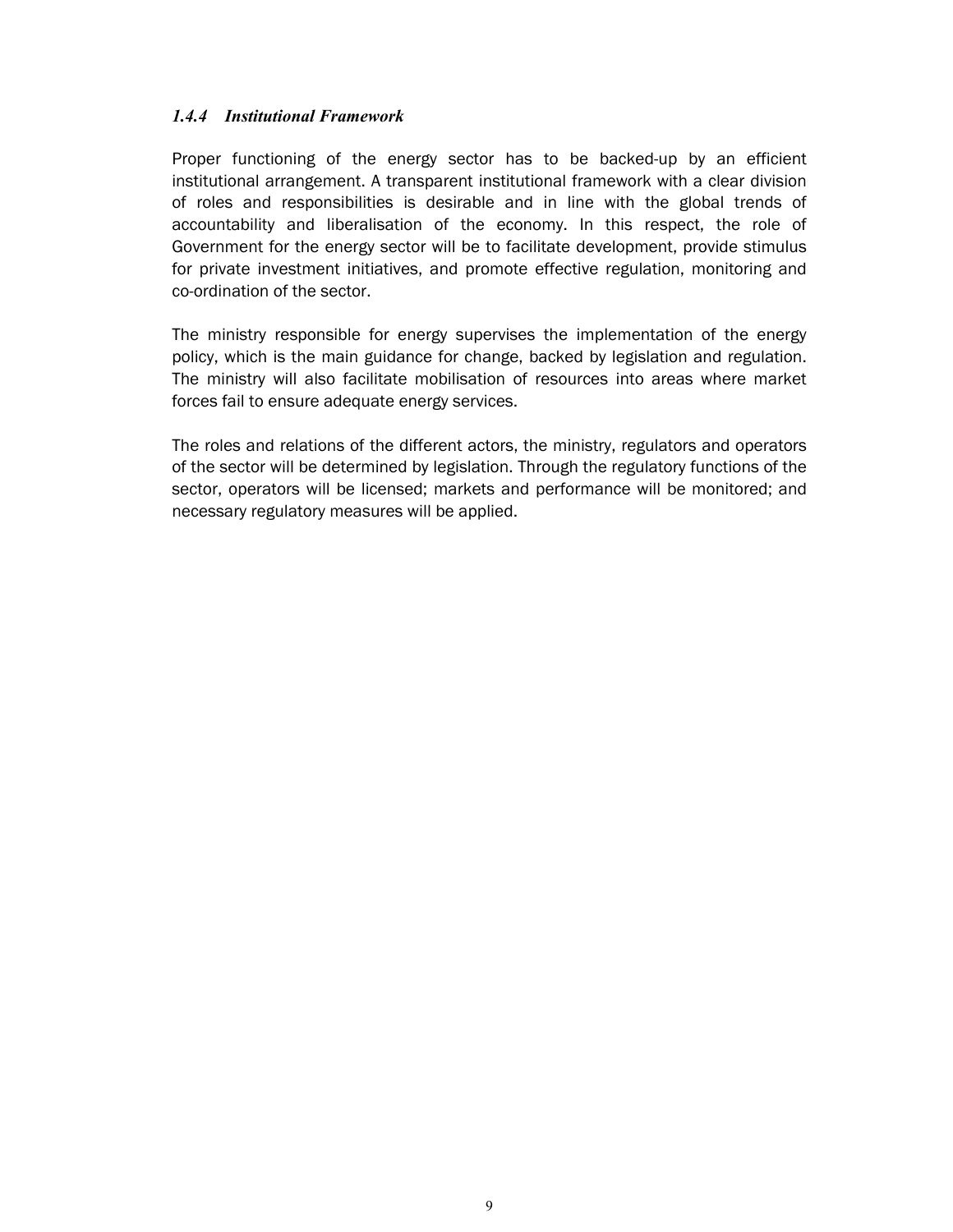### *1.4.4 Institutional Framework*

Proper functioning of the energy sector has to be backed-up by an efficient institutional arrangement. A transparent institutional framework with a clear division of roles and responsibilities is desirable and in line with the global trends of accountability and liberalisation of the economy. In this respect, the role of Government for the energy sector will be to facilitate development, provide stimulus for private investment initiatives, and promote effective regulation, monitoring and co-ordination of the sector.

The ministry responsible for energy supervises the implementation of the energy policy, which is the main guidance for change, backed by legislation and regulation. The ministry will also facilitate mobilisation of resources into areas where market forces fail to ensure adequate energy services.

The roles and relations of the different actors, the ministry, regulators and operators of the sector will be determined by legislation. Through the regulatory functions of the sector, operators will be licensed; markets and performance will be monitored; and necessary regulatory measures will be applied.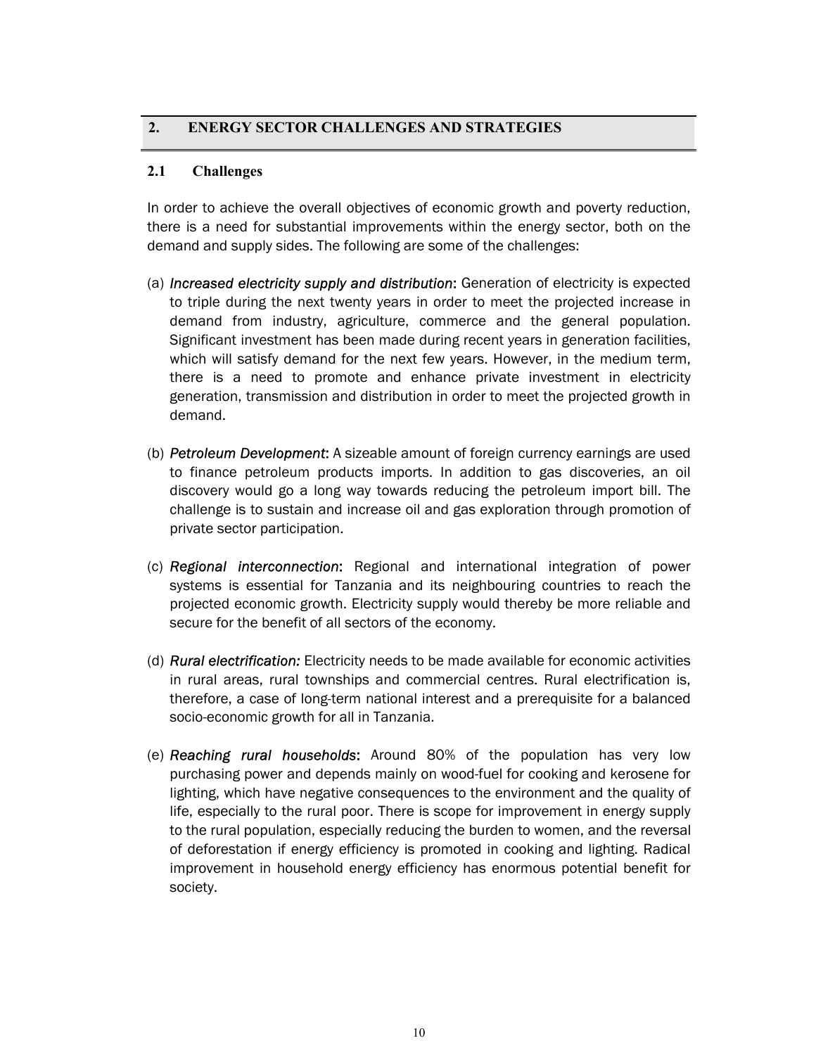## 2. ENERGY SECTOR CHALLENGES AND STRATEGIES

### 2.1 Challenges

In order to achieve the overall objectives of economic growth and poverty reduction, there is a need for substantial improvements within the energy sector, both on the demand and supply sides. The following are some of the challenges:

(a) ***Increased electricity supply and distribution***: Generation of electricity is expected to triple during the next twenty years in order to meet the projected increase in demand from industry, agriculture, commerce and the general population. Significant investment has been made during recent years in generation facilities, which will satisfy demand for the next few years. However, in the medium term, there is a need to promote and enhance private investment in electricity generation, transmission and distribution in order to meet the projected growth in demand.

(b) ***Petroleum Development***: A sizeable amount of foreign currency earnings are used to finance petroleum products imports. In addition to gas discoveries, an oil discovery would go a long way towards reducing the petroleum import bill. The challenge is to sustain and increase oil and gas exploration through promotion of private sector participation.

(c) ***Regional interconnection***: Regional and international integration of power systems is essential for Tanzania and its neighbouring countries to reach the projected economic growth. Electricity supply would thereby be more reliable and secure for the benefit of all sectors of the economy.

(d) ***Rural electrification:*** Electricity needs to be made available for economic activities in rural areas, rural townships and commercial centres. Rural electrification is, therefore, a case of long-term national interest and a prerequisite for a balanced socio-economic growth for all in Tanzania.

(e) ***Reaching rural households***: Around 80% of the population has very low purchasing power and depends mainly on wood-fuel for cooking and kerosene for lighting, which have negative consequences to the environment and the quality of life, especially to the rural poor. There is scope for improvement in energy supply to the rural population, especially reducing the burden to women, and the reversal of deforestation if energy efficiency is promoted in cooking and lighting. Radical improvement in household energy efficiency has enormous potential benefit for society.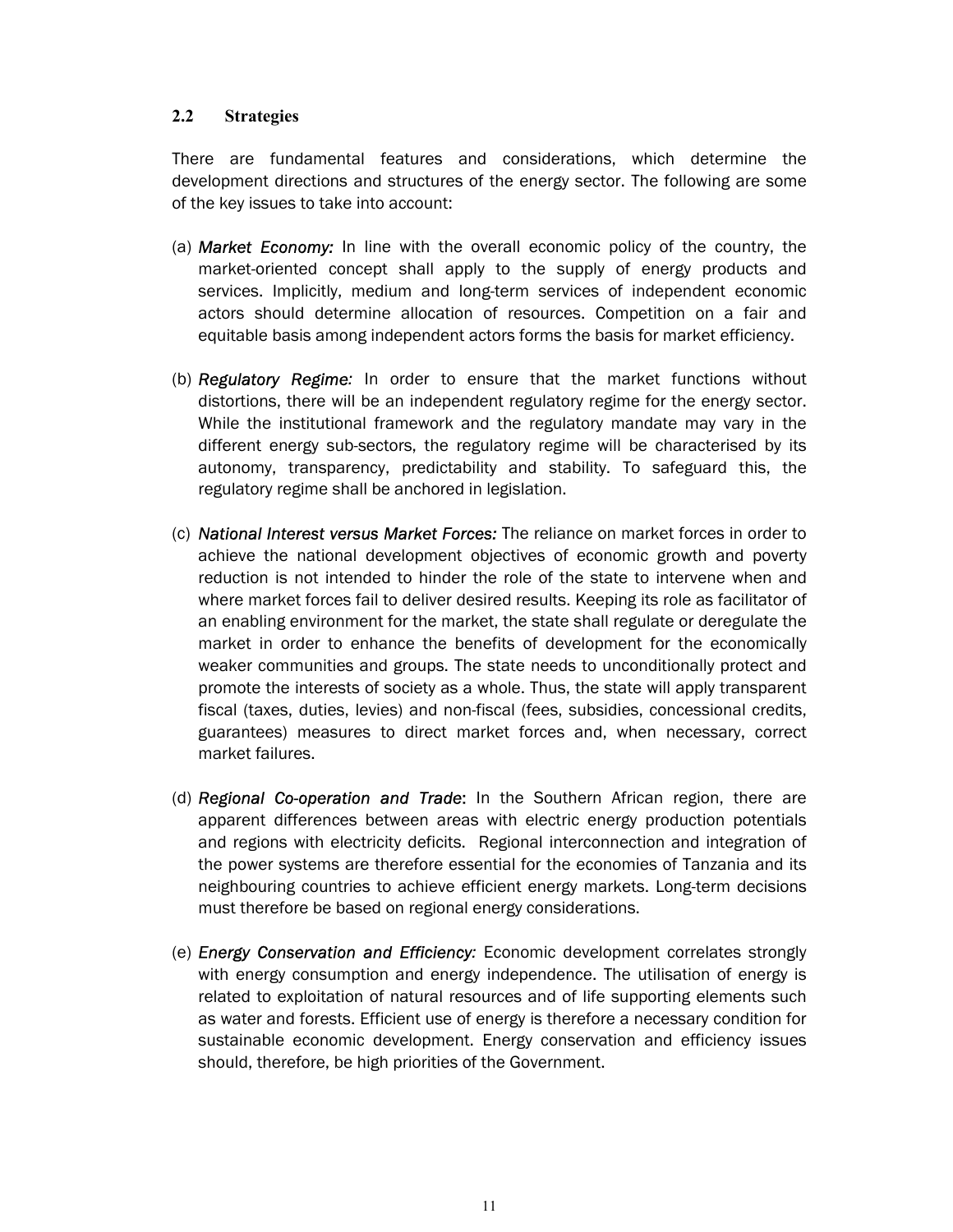## 2.2 Strategies

There are fundamental features and considerations, which determine the development directions and structures of the energy sector. The following are some of the key issues to take into account:

(a) ***Market Economy:*** In line with the overall economic policy of the country, the market-oriented concept shall apply to the supply of energy products and services. Implicitly, medium and long-term services of independent economic actors should determine allocation of resources. Competition on a fair and equitable basis among independent actors forms the basis for market efficiency.

(b) ***Regulatory Regime:*** In order to ensure that the market functions without distortions, there will be an independent regulatory regime for the energy sector. While the institutional framework and the regulatory mandate may vary in the different energy sub-sectors, the regulatory regime will be characterised by its autonomy, transparency, predictability and stability. To safeguard this, the regulatory regime shall be anchored in legislation.

(c) ***National Interest versus Market Forces:*** The reliance on market forces in order to achieve the national development objectives of economic growth and poverty reduction is not intended to hinder the role of the state to intervene when and where market forces fail to deliver desired results. Keeping its role as facilitator of an enabling environment for the market, the state shall regulate or deregulate the market in order to enhance the benefits of development for the economically weaker communities and groups. The state needs to unconditionally protect and promote the interests of society as a whole. Thus, the state will apply transparent fiscal (taxes, duties, levies) and non-fiscal (fees, subsidies, concessional credits, guarantees) measures to direct market forces and, when necessary, correct market failures.

(d) ***Regional Co-operation and Trade***: In the Southern African region, there are apparent differences between areas with electric energy production potentials and regions with electricity deficits. Regional interconnection and integration of the power systems are therefore essential for the economies of Tanzania and its neighbouring countries to achieve efficient energy markets. Long-term decisions must therefore be based on regional energy considerations.

(e) ***Energy Conservation and Efficiency:*** Economic development correlates strongly with energy consumption and energy independence. The utilisation of energy is related to exploitation of natural resources and of life supporting elements such as water and forests. Efficient use of energy is therefore a necessary condition for sustainable economic development. Energy conservation and efficiency issues should, therefore, be high priorities of the Government.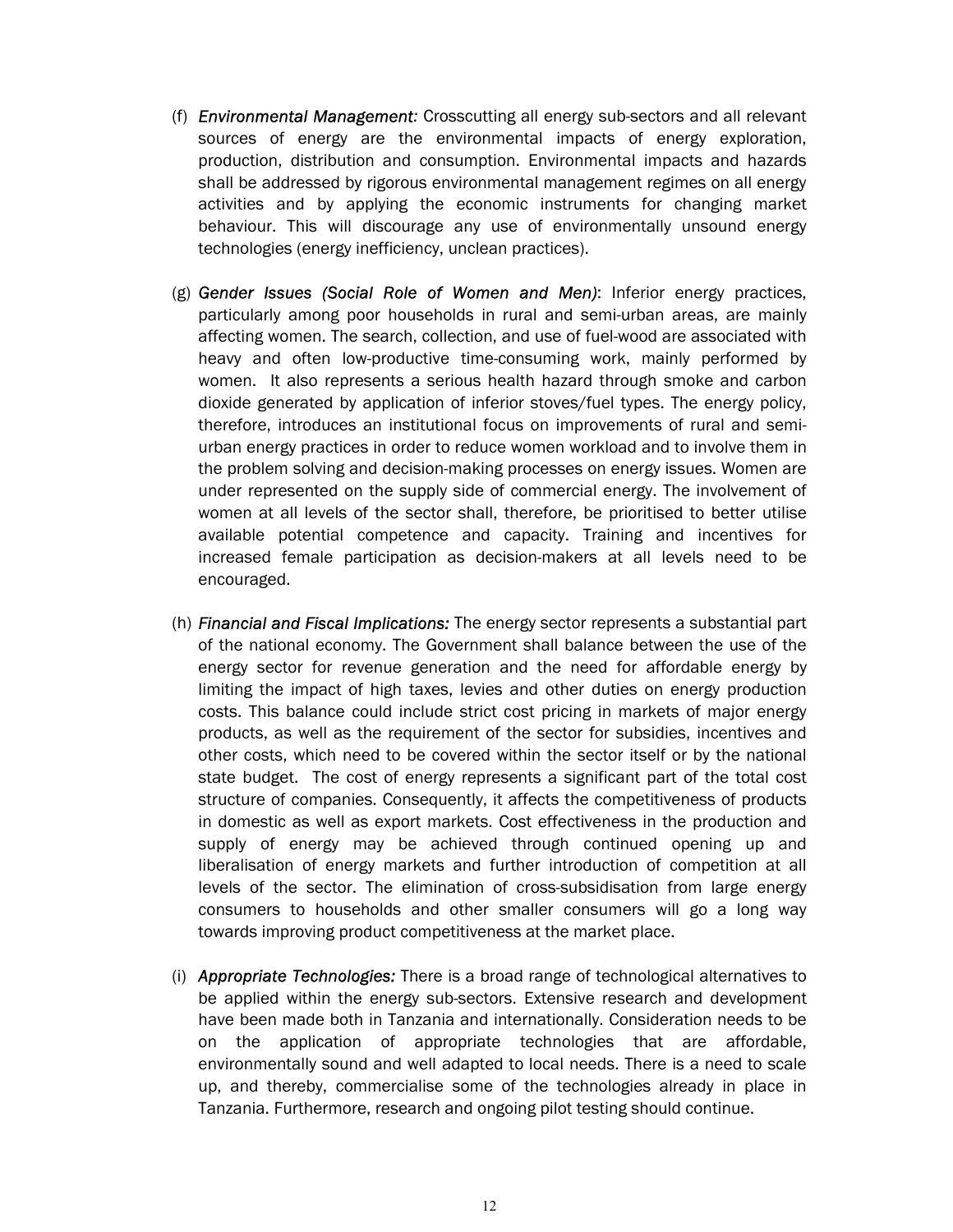(f) *Environmental Management:* Crosscutting all energy sub-sectors and all relevant sources of energy are the environmental impacts of energy exploration, production, distribution and consumption. Environmental impacts and hazards shall be addressed by rigorous environmental management regimes on all energy activities and by applying the economic instruments for changing market behaviour. This will discourage any use of environmentally unsound energy technologies (energy inefficiency, unclean practices).

(g) *Gender Issues (Social Role of Women and Men)*: Inferior energy practices, particularly among poor households in rural and semi-urban areas, are mainly affecting women. The search, collection, and use of fuel-wood are associated with heavy and often low-productive time-consuming work, mainly performed by women. It also represents a serious health hazard through smoke and carbon dioxide generated by application of inferior stoves/fuel types. The energy policy, therefore, introduces an institutional focus on improvements of rural and semi-urban energy practices in order to reduce women workload and to involve them in the problem solving and decision-making processes on energy issues. Women are under represented on the supply side of commercial energy. The involvement of women at all levels of the sector shall, therefore, be prioritised to better utilise available potential competence and capacity. Training and incentives for increased female participation as decision-makers at all levels need to be encouraged.

(h) *Financial and Fiscal Implications:* The energy sector represents a substantial part of the national economy. The Government shall balance between the use of the energy sector for revenue generation and the need for affordable energy by limiting the impact of high taxes, levies and other duties on energy production costs. This balance could include strict cost pricing in markets of major energy products, as well as the requirement of the sector for subsidies, incentives and other costs, which need to be covered within the sector itself or by the national state budget. The cost of energy represents a significant part of the total cost structure of companies. Consequently, it affects the competitiveness of products in domestic as well as export markets. Cost effectiveness in the production and supply of energy may be achieved through continued opening up and liberalisation of energy markets and further introduction of competition at all levels of the sector. The elimination of cross-subsidisation from large energy consumers to households and other smaller consumers will go a long way towards improving product competitiveness at the market place.

(i) *Appropriate Technologies:* There is a broad range of technological alternatives to be applied within the energy sub-sectors. Extensive research and development have been made both in Tanzania and internationally. Consideration needs to be on the application of appropriate technologies that are affordable, environmentally sound and well adapted to local needs. There is a need to scale up, and thereby, commercialise some of the technologies already in place in Tanzania. Furthermore, research and ongoing pilot testing should continue.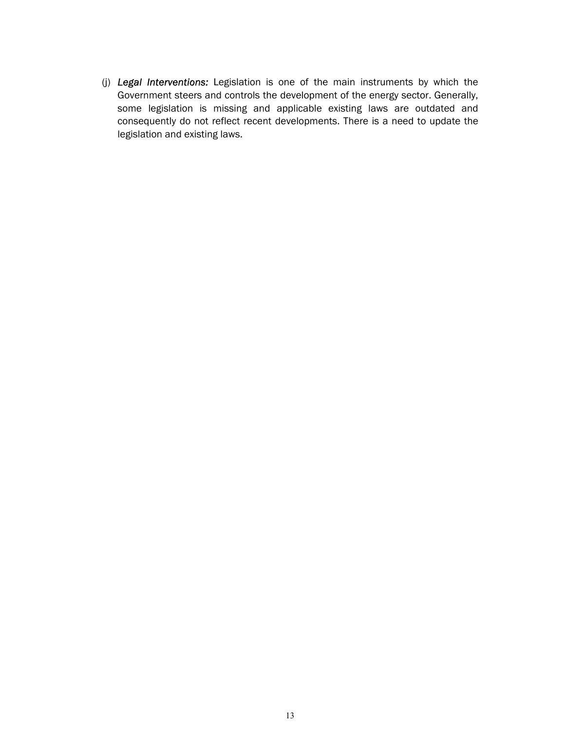(j) *Legal Interventions:* Legislation is one of the main instruments by which the Government steers and controls the development of the energy sector. Generally, some legislation is missing and applicable existing laws are outdated and consequently do not reflect recent developments. There is a need to update the legislation and existing laws.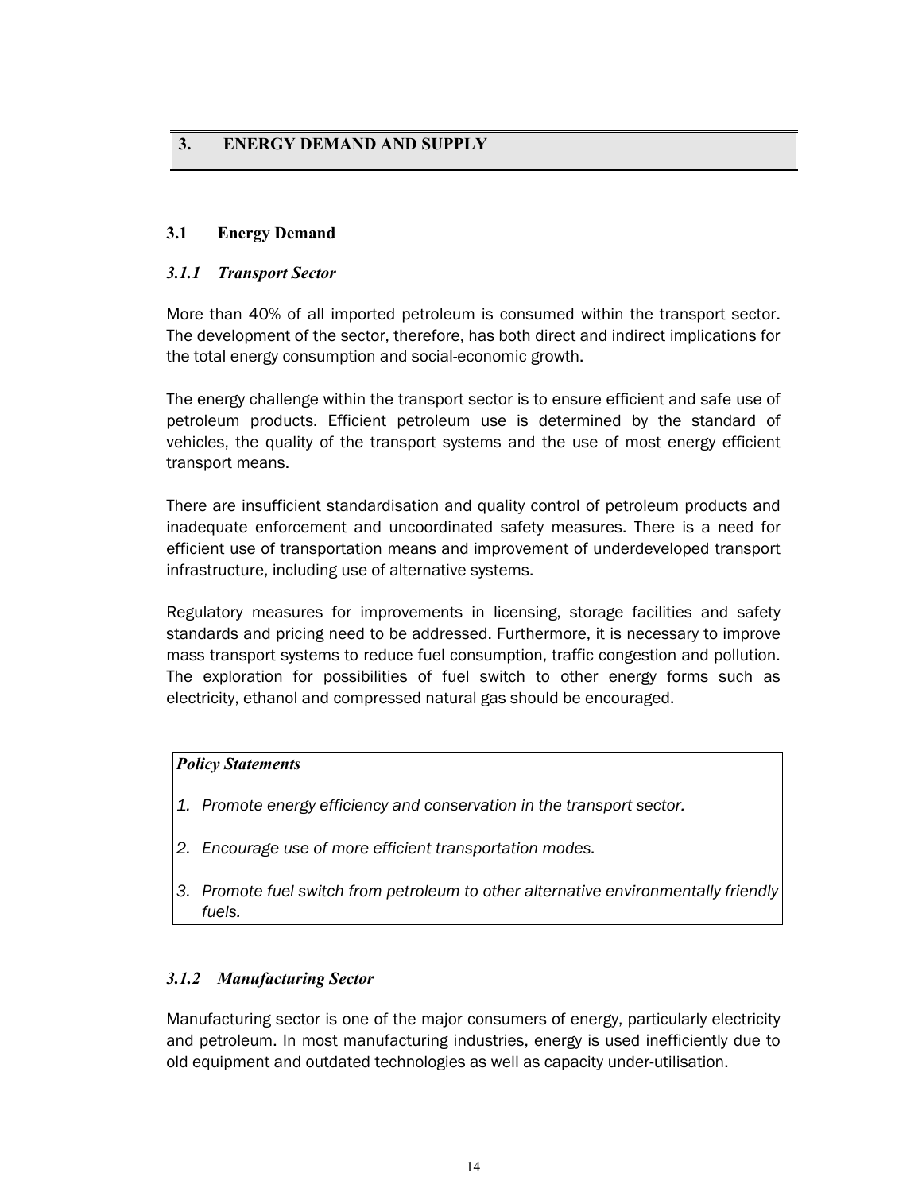# 3. ENERGY DEMAND AND SUPPLY

## 3.1 Energy Demand

### *3.1.1 Transport Sector*

More than 40% of all imported petroleum is consumed within the transport sector. The development of the sector, therefore, has both direct and indirect implications for the total energy consumption and social-economic growth.

The energy challenge within the transport sector is to ensure efficient and safe use of petroleum products. Efficient petroleum use is determined by the standard of vehicles, the quality of the transport systems and the use of most energy efficient transport means.

There are insufficient standardisation and quality control of petroleum products and inadequate enforcement and uncoordinated safety measures. There is a need for efficient use of transportation means and improvement of underdeveloped transport infrastructure, including use of alternative systems.

Regulatory measures for improvements in licensing, storage facilities and safety standards and pricing need to be addressed. Furthermore, it is necessary to improve mass transport systems to reduce fuel consumption, traffic congestion and pollution. The exploration for possibilities of fuel switch to other energy forms such as electricity, ethanol and compressed natural gas should be encouraged.

> ***Policy Statements***
>
> 1. *Promote energy efficiency and conservation in the transport sector.*
> 2. *Encourage use of more efficient transportation modes.*
> 3. *Promote fuel switch from petroleum to other alternative environmentally friendly fuels.*

### *3.1.2 Manufacturing Sector*

Manufacturing sector is one of the major consumers of energy, particularly electricity and petroleum. In most manufacturing industries, energy is used inefficiently due to old equipment and outdated technologies as well as capacity under-utilisation.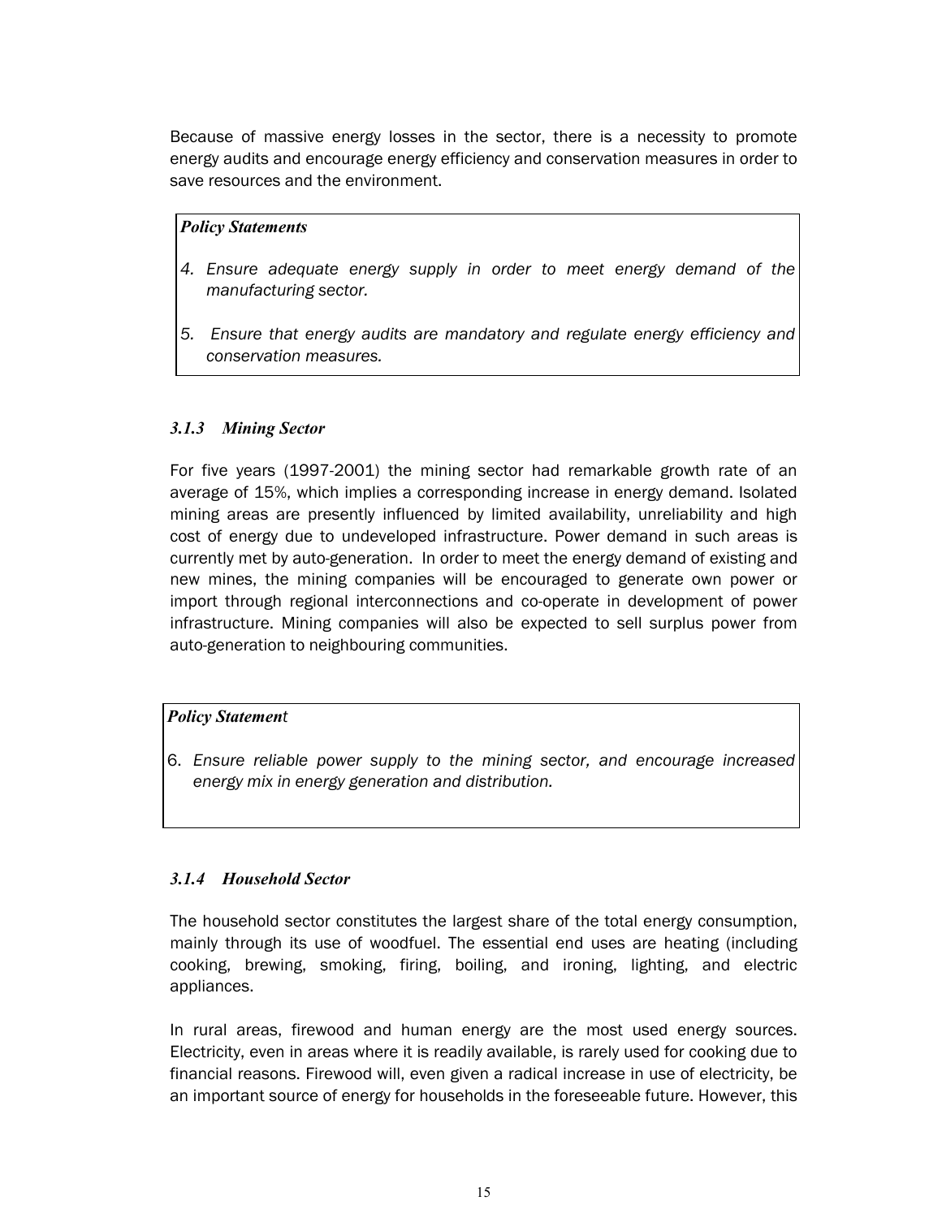Because of massive energy losses in the sector, there is a necessity to promote energy audits and encourage energy efficiency and conservation measures in order to save resources and the environment.

> ***Policy Statements***
>
> *4. Ensure adequate energy supply in order to meet energy demand of the manufacturing sector.*
>
> *5. Ensure that energy audits are mandatory and regulate energy efficiency and conservation measures.*

### *3.1.3 Mining Sector*

For five years (1997-2001) the mining sector had remarkable growth rate of an average of 15%, which implies a corresponding increase in energy demand. Isolated mining areas are presently influenced by limited availability, unreliability and high cost of energy due to undeveloped infrastructure. Power demand in such areas is currently met by auto-generation. In order to meet the energy demand of existing and new mines, the mining companies will be encouraged to generate own power or import through regional interconnections and co-operate in development of power infrastructure. Mining companies will also be expected to sell surplus power from auto-generation to neighbouring communities.

> ***Policy Statement***
>
> 6. *Ensure reliable power supply to the mining sector, and encourage increased energy mix in energy generation and distribution.*

### *3.1.4 Household Sector*

The household sector constitutes the largest share of the total energy consumption, mainly through its use of woodfuel. The essential end uses are heating (including cooking, brewing, smoking, firing, boiling, and ironing, lighting, and electric appliances.

In rural areas, firewood and human energy are the most used energy sources. Electricity, even in areas where it is readily available, is rarely used for cooking due to financial reasons. Firewood will, even given a radical increase in use of electricity, be an important source of energy for households in the foreseeable future. However, this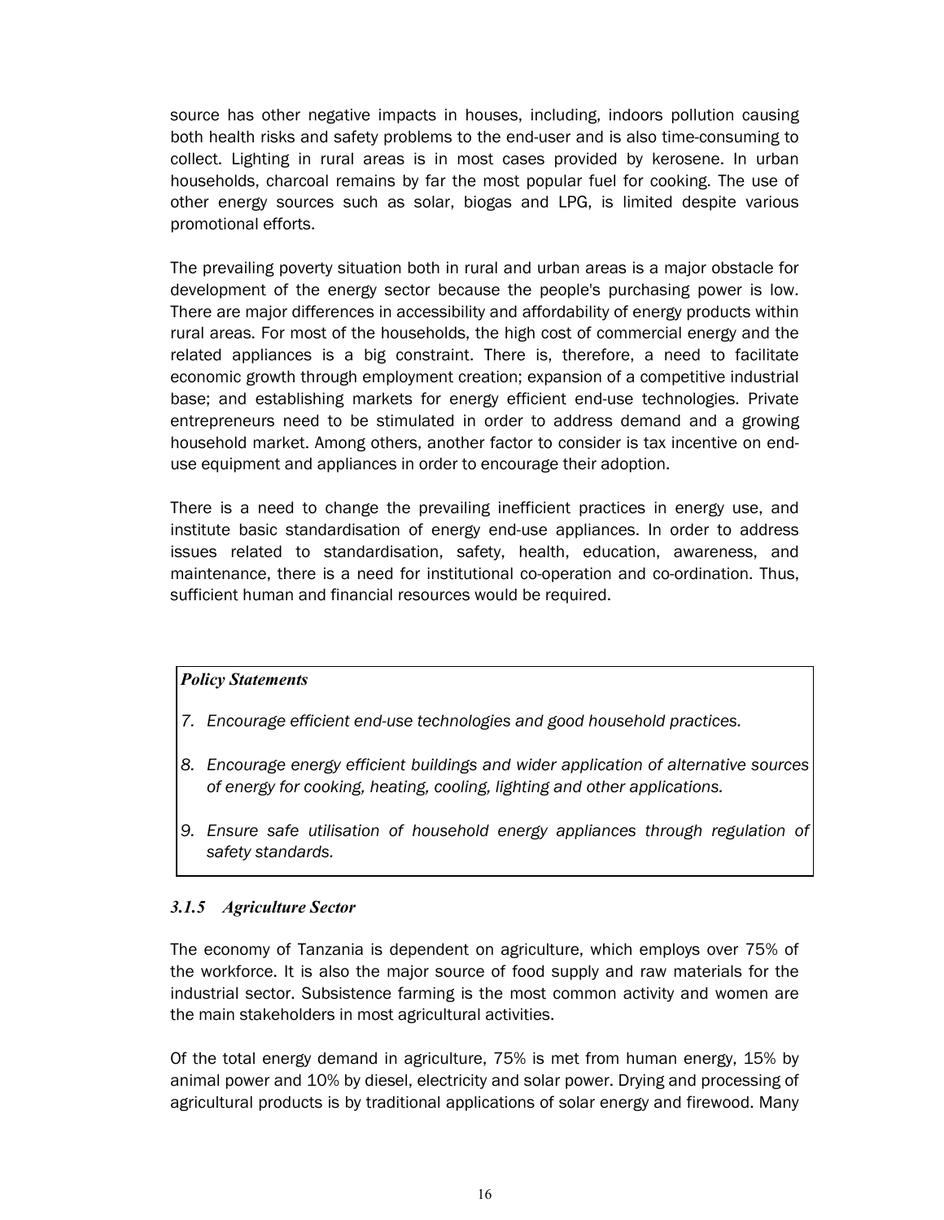source has other negative impacts in houses, including, indoors pollution causing both health risks and safety problems to the end-user and is also time-consuming to collect. Lighting in rural areas is in most cases provided by kerosene. In urban households, charcoal remains by far the most popular fuel for cooking. The use of other energy sources such as solar, biogas and LPG, is limited despite various promotional efforts.

The prevailing poverty situation both in rural and urban areas is a major obstacle for development of the energy sector because the people's purchasing power is low. There are major differences in accessibility and affordability of energy products within rural areas. For most of the households, the high cost of commercial energy and the related appliances is a big constraint. There is, therefore, a need to facilitate economic growth through employment creation; expansion of a competitive industrial base; and establishing markets for energy efficient end-use technologies. Private entrepreneurs need to be stimulated in order to address demand and a growing household market. Among others, another factor to consider is tax incentive on end-use equipment and appliances in order to encourage their adoption.

There is a need to change the prevailing inefficient practices in energy use, and institute basic standardisation of energy end-use appliances. In order to address issues related to standardisation, safety, health, education, awareness, and maintenance, there is a need for institutional co-operation and co-ordination. Thus, sufficient human and financial resources would be required.

***Policy Statements***

7. *Encourage efficient end-use technologies and good household practices.*
8. *Encourage energy efficient buildings and wider application of alternative sources of energy for cooking, heating, cooling, lighting and other applications.*
9. *Ensure safe utilisation of household energy appliances through regulation of safety standards.*

### *3.1.5 Agriculture Sector*

The economy of Tanzania is dependent on agriculture, which employs over 75% of the workforce. It is also the major source of food supply and raw materials for the industrial sector. Subsistence farming is the most common activity and women are the main stakeholders in most agricultural activities.

Of the total energy demand in agriculture, 75% is met from human energy, 15% by animal power and 10% by diesel, electricity and solar power. Drying and processing of agricultural products is by traditional applications of solar energy and firewood. Many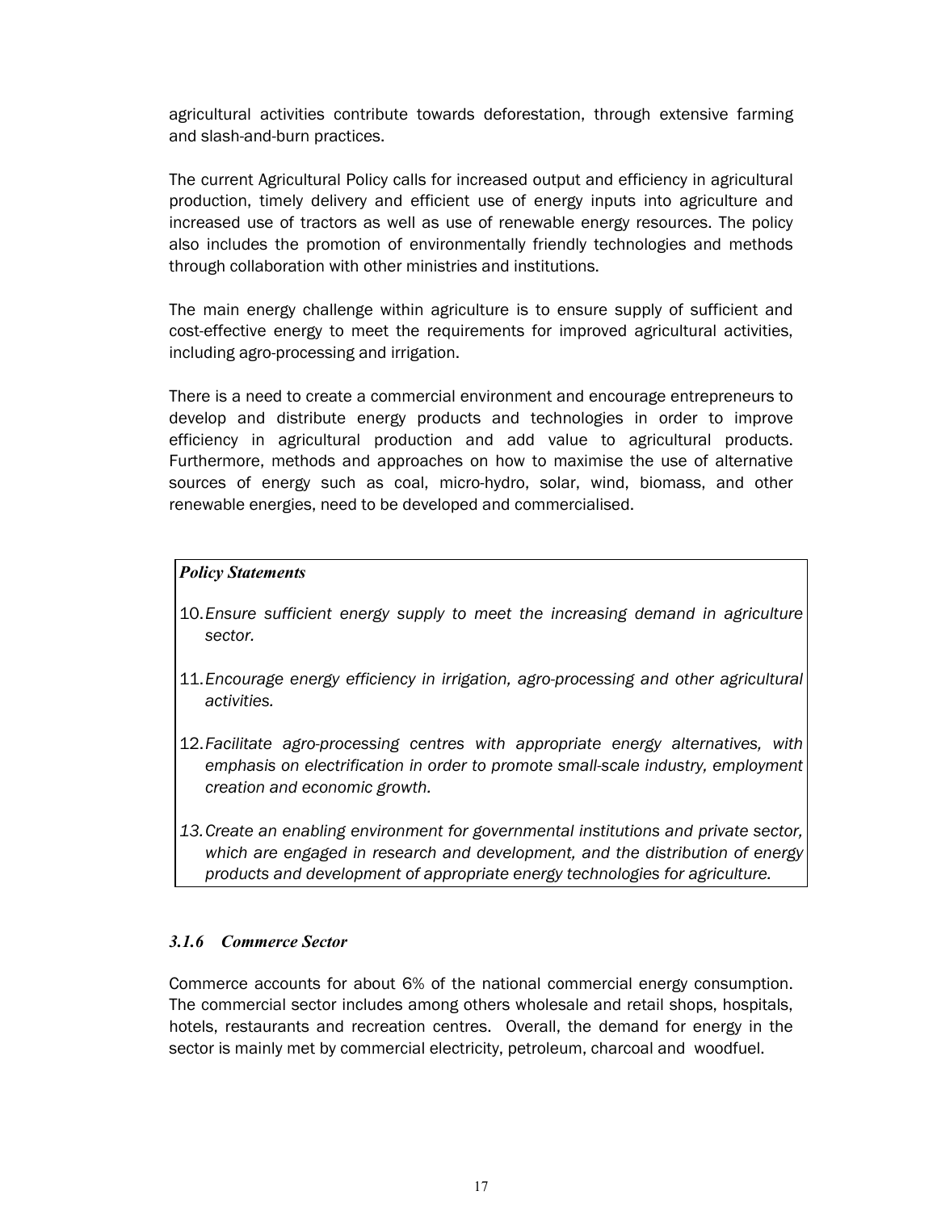agricultural activities contribute towards deforestation, through extensive farming and slash-and-burn practices.

The current Agricultural Policy calls for increased output and efficiency in agricultural production, timely delivery and efficient use of energy inputs into agriculture and increased use of tractors as well as use of renewable energy resources. The policy also includes the promotion of environmentally friendly technologies and methods through collaboration with other ministries and institutions.

The main energy challenge within agriculture is to ensure supply of sufficient and cost-effective energy to meet the requirements for improved agricultural activities, including agro-processing and irrigation.

There is a need to create a commercial environment and encourage entrepreneurs to develop and distribute energy products and technologies in order to improve efficiency in agricultural production and add value to agricultural products. Furthermore, methods and approaches on how to maximise the use of alternative sources of energy such as coal, micro-hydro, solar, wind, biomass, and other renewable energies, need to be developed and commercialised.

***Policy Statements***

10. *Ensure sufficient energy supply to meet the increasing demand in agriculture sector.*

11. *Encourage energy efficiency in irrigation, agro-processing and other agricultural activities.*

12. *Facilitate agro-processing centres with appropriate energy alternatives, with emphasis on electrification in order to promote small-scale industry, employment creation and economic growth.*

13. *Create an enabling environment for governmental institutions and private sector, which are engaged in research and development, and the distribution of energy products and development of appropriate energy technologies for agriculture.*

#### *3.1.6 Commerce Sector*

Commerce accounts for about 6% of the national commercial energy consumption. The commercial sector includes among others wholesale and retail shops, hospitals, hotels, restaurants and recreation centres. Overall, the demand for energy in the sector is mainly met by commercial electricity, petroleum, charcoal and woodfuel.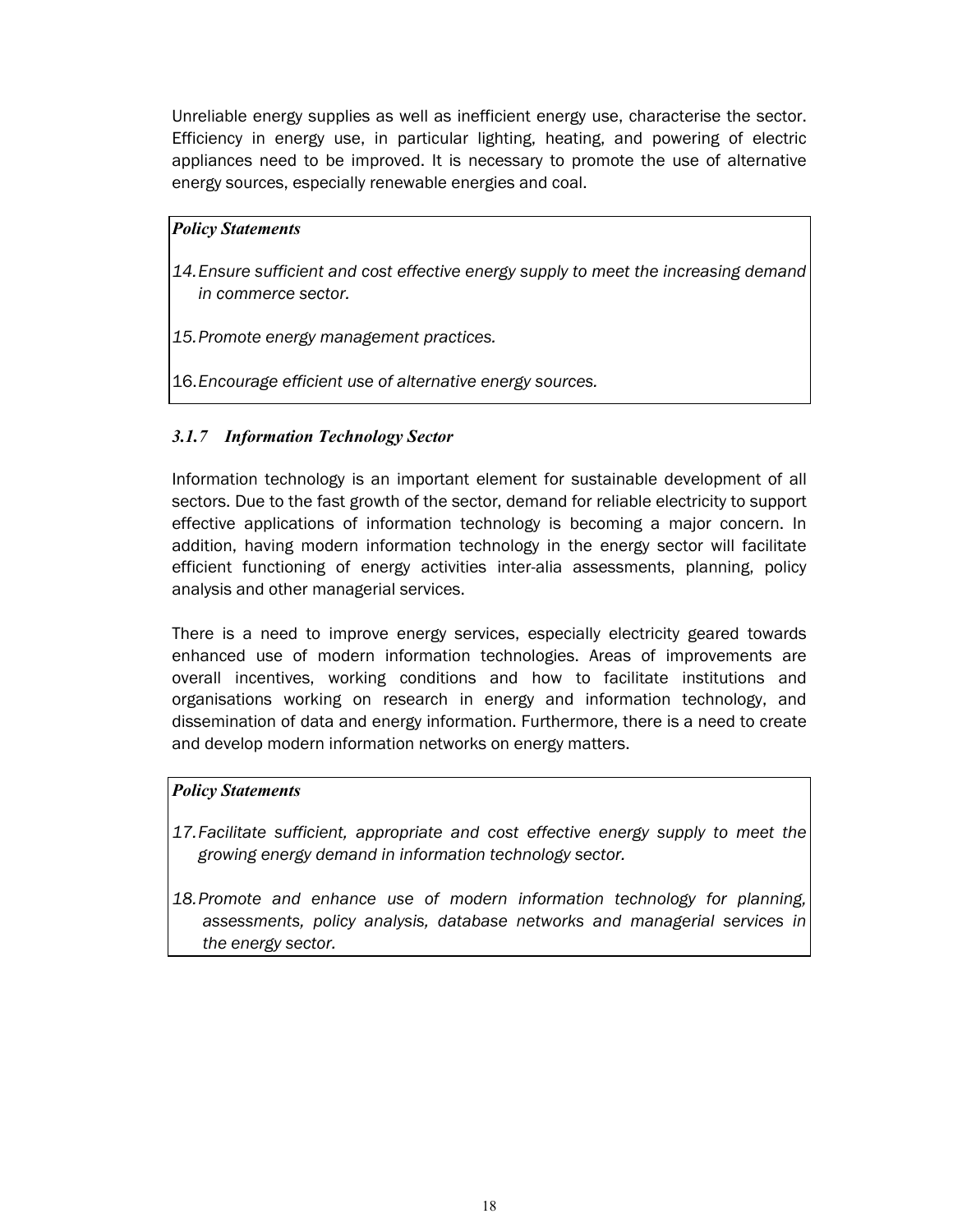Unreliable energy supplies as well as inefficient energy use, characterise the sector. Efficiency in energy use, in particular lighting, heating, and powering of electric appliances need to be improved. It is necessary to promote the use of alternative energy sources, especially renewable energies and coal.

***Policy Statements***

14. *Ensure sufficient and cost effective energy supply to meet the increasing demand in commerce sector.*

15. *Promote energy management practices.*

16. *Encourage efficient use of alternative energy sources.*

### *3.1.7 Information Technology Sector*

Information technology is an important element for sustainable development of all sectors. Due to the fast growth of the sector, demand for reliable electricity to support effective applications of information technology is becoming a major concern. In addition, having modern information technology in the energy sector will facilitate efficient functioning of energy activities inter-alia assessments, planning, policy analysis and other managerial services.

There is a need to improve energy services, especially electricity geared towards enhanced use of modern information technologies. Areas of improvements are overall incentives, working conditions and how to facilitate institutions and organisations working on research in energy and information technology, and dissemination of data and energy information. Furthermore, there is a need to create and develop modern information networks on energy matters.

***Policy Statements***

17. *Facilitate sufficient, appropriate and cost effective energy supply to meet the growing energy demand in information technology sector.*

18. *Promote and enhance use of modern information technology for planning, assessments, policy analysis, database networks and managerial services in the energy sector.*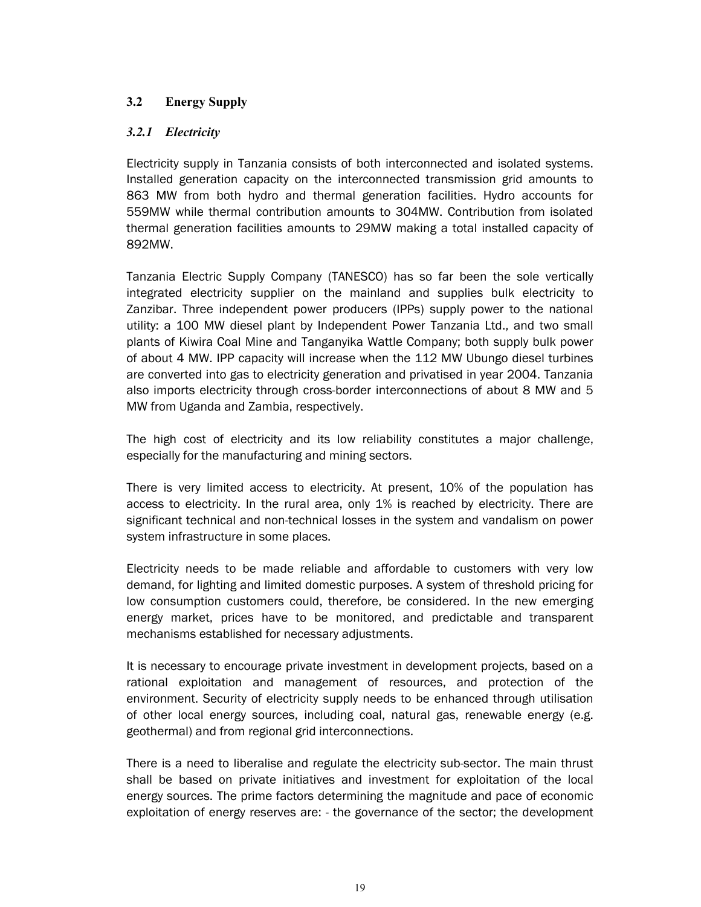## 3.2 Energy Supply

### *3.2.1 Electricity*

Electricity supply in Tanzania consists of both interconnected and isolated systems. Installed generation capacity on the interconnected transmission grid amounts to 863 MW from both hydro and thermal generation facilities. Hydro accounts for 559MW while thermal contribution amounts to 304MW. Contribution from isolated thermal generation facilities amounts to 29MW making a total installed capacity of 892MW.

Tanzania Electric Supply Company (TANESCO) has so far been the sole vertically integrated electricity supplier on the mainland and supplies bulk electricity to Zanzibar. Three independent power producers (IPPs) supply power to the national utility: a 100 MW diesel plant by Independent Power Tanzania Ltd., and two small plants of Kiwira Coal Mine and Tanganyika Wattle Company; both supply bulk power of about 4 MW. IPP capacity will increase when the 112 MW Ubungo diesel turbines are converted into gas to electricity generation and privatised in year 2004. Tanzania also imports electricity through cross-border interconnections of about 8 MW and 5 MW from Uganda and Zambia, respectively.

The high cost of electricity and its low reliability constitutes a major challenge, especially for the manufacturing and mining sectors.

There is very limited access to electricity. At present, 10% of the population has access to electricity. In the rural area, only 1% is reached by electricity. There are significant technical and non-technical losses in the system and vandalism on power system infrastructure in some places.

Electricity needs to be made reliable and affordable to customers with very low demand, for lighting and limited domestic purposes. A system of threshold pricing for low consumption customers could, therefore, be considered. In the new emerging energy market, prices have to be monitored, and predictable and transparent mechanisms established for necessary adjustments.

It is necessary to encourage private investment in development projects, based on a rational exploitation and management of resources, and protection of the environment. Security of electricity supply needs to be enhanced through utilisation of other local energy sources, including coal, natural gas, renewable energy (e.g. geothermal) and from regional grid interconnections.

There is a need to liberalise and regulate the electricity sub-sector. The main thrust shall be based on private initiatives and investment for exploitation of the local energy sources. The prime factors determining the magnitude and pace of economic exploitation of energy reserves are: - the governance of the sector; the development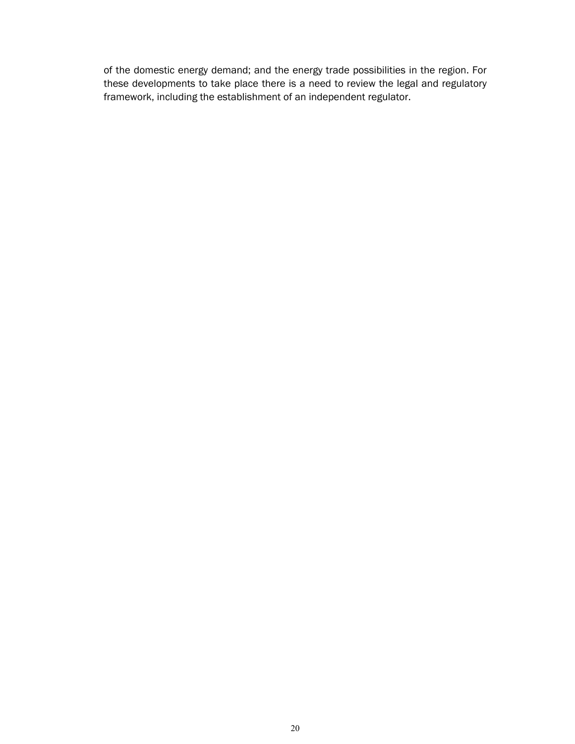of the domestic energy demand; and the energy trade possibilities in the region. For these developments to take place there is a need to review the legal and regulatory framework, including the establishment of an independent regulator.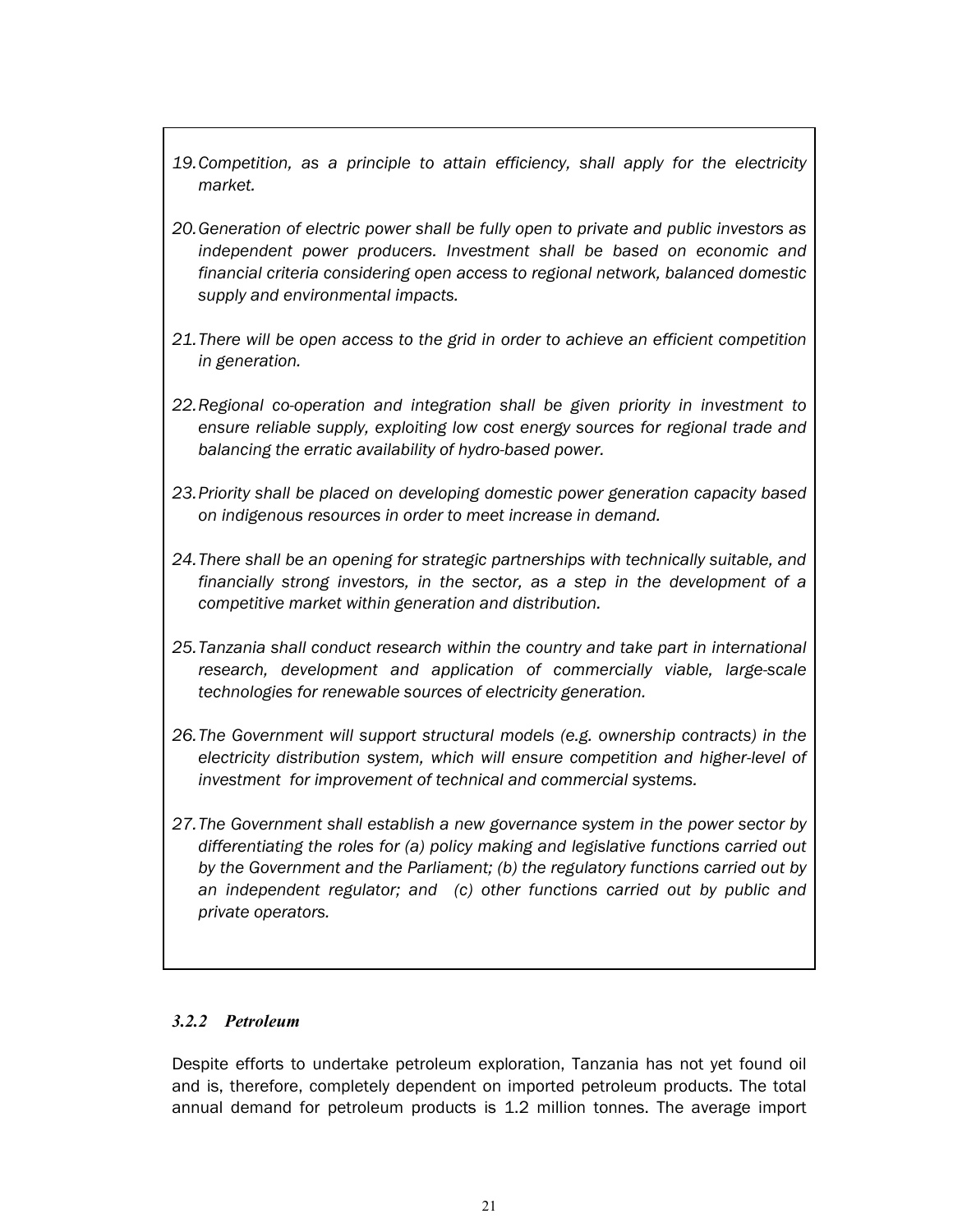19. *Competition, as a principle to attain efficiency, shall apply for the electricity market.*

20. *Generation of electric power shall be fully open to private and public investors as independent power producers. Investment shall be based on economic and financial criteria considering open access to regional network, balanced domestic supply and environmental impacts.*

21. *There will be open access to the grid in order to achieve an efficient competition in generation.*

22. *Regional co-operation and integration shall be given priority in investment to ensure reliable supply, exploiting low cost energy sources for regional trade and balancing the erratic availability of hydro-based power.*

23. *Priority shall be placed on developing domestic power generation capacity based on indigenous resources in order to meet increase in demand.*

24. *There shall be an opening for strategic partnerships with technically suitable, and financially strong investors, in the sector, as a step in the development of a competitive market within generation and distribution.*

25. *Tanzania shall conduct research within the country and take part in international research, development and application of commercially viable, large-scale technologies for renewable sources of electricity generation.*

26. *The Government will support structural models (e.g. ownership contracts) in the electricity distribution system, which will ensure competition and higher-level of investment for improvement of technical and commercial systems.*

27. *The Government shall establish a new governance system in the power sector by differentiating the roles for (a) policy making and legislative functions carried out by the Government and the Parliament; (b) the regulatory functions carried out by an independent regulator; and (c) other functions carried out by public and private operators.*

#### *3.2.2 Petroleum*

Despite efforts to undertake petroleum exploration, Tanzania has not yet found oil and is, therefore, completely dependent on imported petroleum products. The total annual demand for petroleum products is 1.2 million tonnes. The average import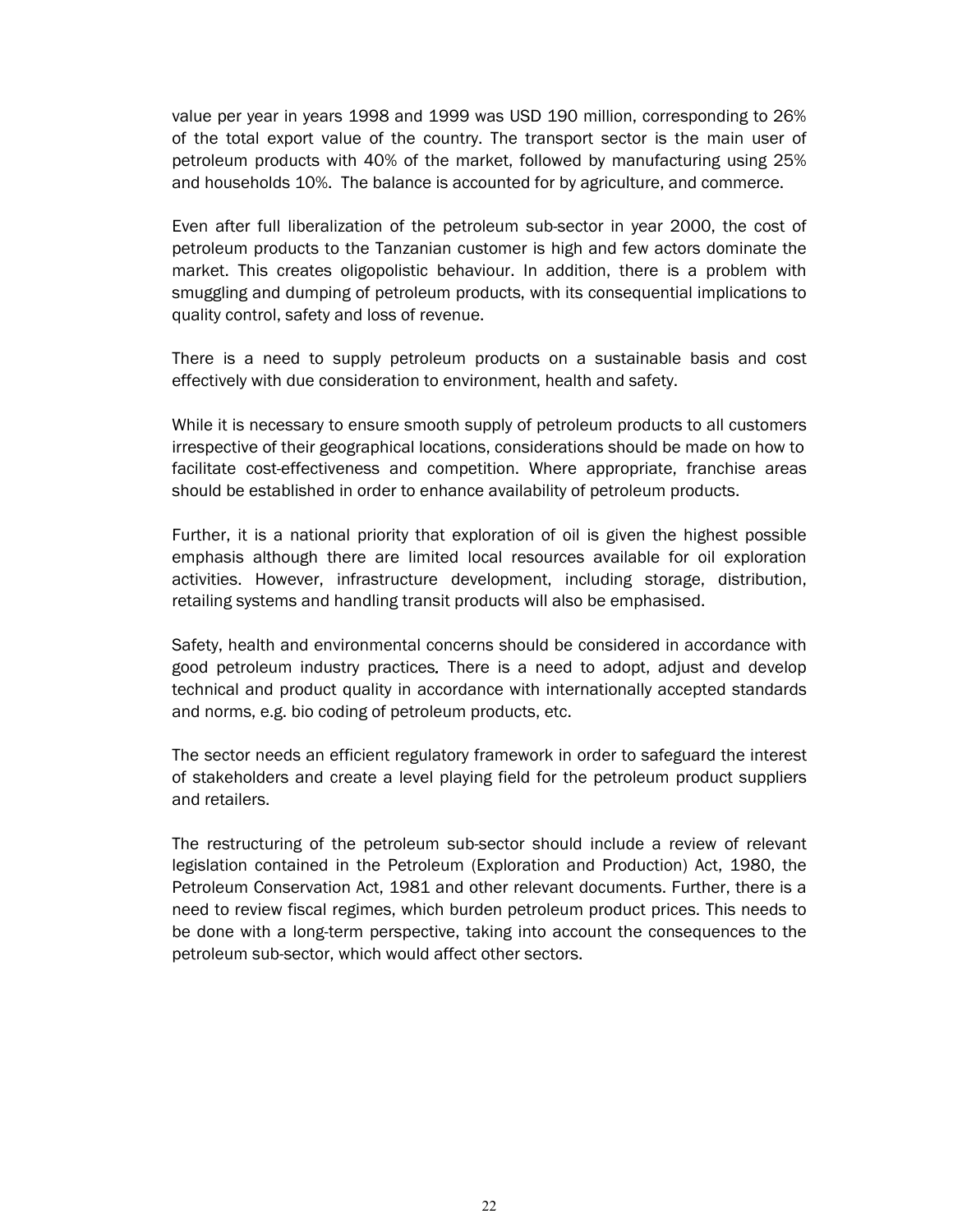value per year in years 1998 and 1999 was USD 190 million, corresponding to 26% of the total export value of the country. The transport sector is the main user of petroleum products with 40% of the market, followed by manufacturing using 25% and households 10%. The balance is accounted for by agriculture, and commerce.

Even after full liberalization of the petroleum sub-sector in year 2000, the cost of petroleum products to the Tanzanian customer is high and few actors dominate the market. This creates oligopolistic behaviour. In addition, there is a problem with smuggling and dumping of petroleum products, with its consequential implications to quality control, safety and loss of revenue.

There is a need to supply petroleum products on a sustainable basis and cost effectively with due consideration to environment, health and safety.

While it is necessary to ensure smooth supply of petroleum products to all customers irrespective of their geographical locations, considerations should be made on how to facilitate cost-effectiveness and competition. Where appropriate, franchise areas should be established in order to enhance availability of petroleum products.

Further, it is a national priority that exploration of oil is given the highest possible emphasis although there are limited local resources available for oil exploration activities. However, infrastructure development, including storage, distribution, retailing systems and handling transit products will also be emphasised.

Safety, health and environmental concerns should be considered in accordance with good petroleum industry practices. There is a need to adopt, adjust and develop technical and product quality in accordance with internationally accepted standards and norms, e.g. bio coding of petroleum products, etc.

The sector needs an efficient regulatory framework in order to safeguard the interest of stakeholders and create a level playing field for the petroleum product suppliers and retailers.

The restructuring of the petroleum sub-sector should include a review of relevant legislation contained in the Petroleum (Exploration and Production) Act, 1980, the Petroleum Conservation Act, 1981 and other relevant documents. Further, there is a need to review fiscal regimes, which burden petroleum product prices. This needs to be done with a long-term perspective, taking into account the consequences to the petroleum sub-sector, which would affect other sectors.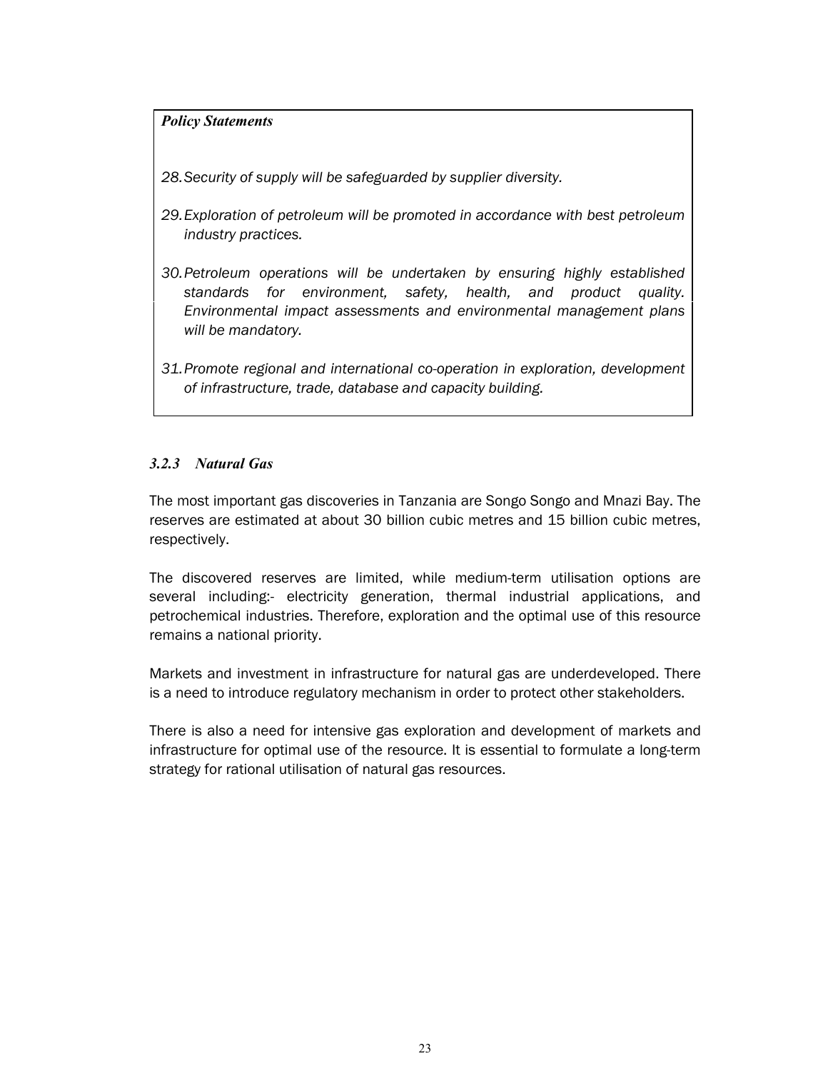***Policy Statements***

28. *Security of supply will be safeguarded by supplier diversity.*

29. *Exploration of petroleum will be promoted in accordance with best petroleum industry practices.*

30. *Petroleum operations will be undertaken by ensuring highly established standards for environment, safety, health, and product quality. Environmental impact assessments and environmental management plans will be mandatory.*

31. *Promote regional and international co-operation in exploration, development of infrastructure, trade, database and capacity building.*

### *3.2.3 Natural Gas*

The most important gas discoveries in Tanzania are Songo Songo and Mnazi Bay. The reserves are estimated at about 30 billion cubic metres and 15 billion cubic metres, respectively.

The discovered reserves are limited, while medium-term utilisation options are several including:- electricity generation, thermal industrial applications, and petrochemical industries. Therefore, exploration and the optimal use of this resource remains a national priority.

Markets and investment in infrastructure for natural gas are underdeveloped. There is a need to introduce regulatory mechanism in order to protect other stakeholders.

There is also a need for intensive gas exploration and development of markets and infrastructure for optimal use of the resource. It is essential to formulate a long-term strategy for rational utilisation of natural gas resources.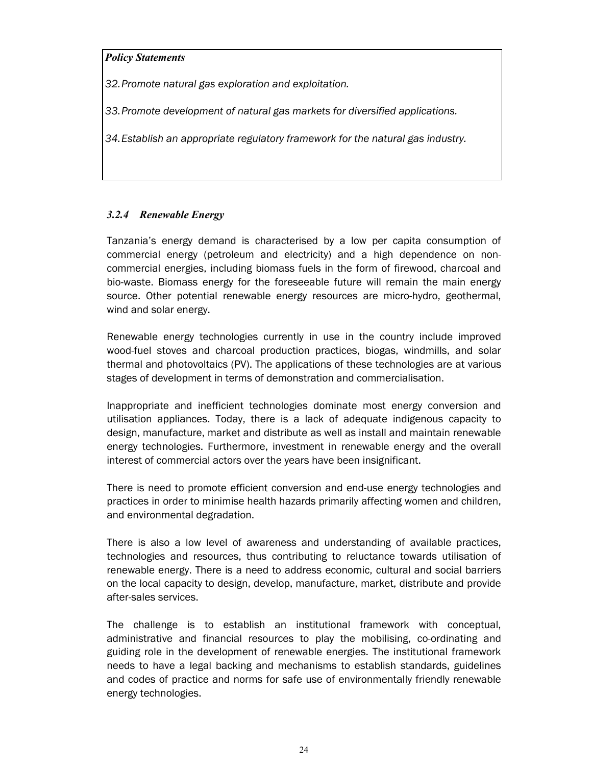***Policy Statements***

*32. Promote natural gas exploration and exploitation.*

*33. Promote development of natural gas markets for diversified applications.*

*34. Establish an appropriate regulatory framework for the natural gas industry.*

### *3.2.4 Renewable Energy*

Tanzania's energy demand is characterised by a low per capita consumption of commercial energy (petroleum and electricity) and a high dependence on non-commercial energies, including biomass fuels in the form of firewood, charcoal and bio-waste. Biomass energy for the foreseeable future will remain the main energy source. Other potential renewable energy resources are micro-hydro, geothermal, wind and solar energy.

Renewable energy technologies currently in use in the country include improved wood-fuel stoves and charcoal production practices, biogas, windmills, and solar thermal and photovoltaics (PV). The applications of these technologies are at various stages of development in terms of demonstration and commercialisation.

Inappropriate and inefficient technologies dominate most energy conversion and utilisation appliances. Today, there is a lack of adequate indigenous capacity to design, manufacture, market and distribute as well as install and maintain renewable energy technologies. Furthermore, investment in renewable energy and the overall interest of commercial actors over the years have been insignificant.

There is need to promote efficient conversion and end-use energy technologies and practices in order to minimise health hazards primarily affecting women and children, and environmental degradation.

There is also a low level of awareness and understanding of available practices, technologies and resources, thus contributing to reluctance towards utilisation of renewable energy. There is a need to address economic, cultural and social barriers on the local capacity to design, develop, manufacture, market, distribute and provide after-sales services.

The challenge is to establish an institutional framework with conceptual, administrative and financial resources to play the mobilising, co-ordinating and guiding role in the development of renewable energies. The institutional framework needs to have a legal backing and mechanisms to establish standards, guidelines and codes of practice and norms for safe use of environmentally friendly renewable energy technologies.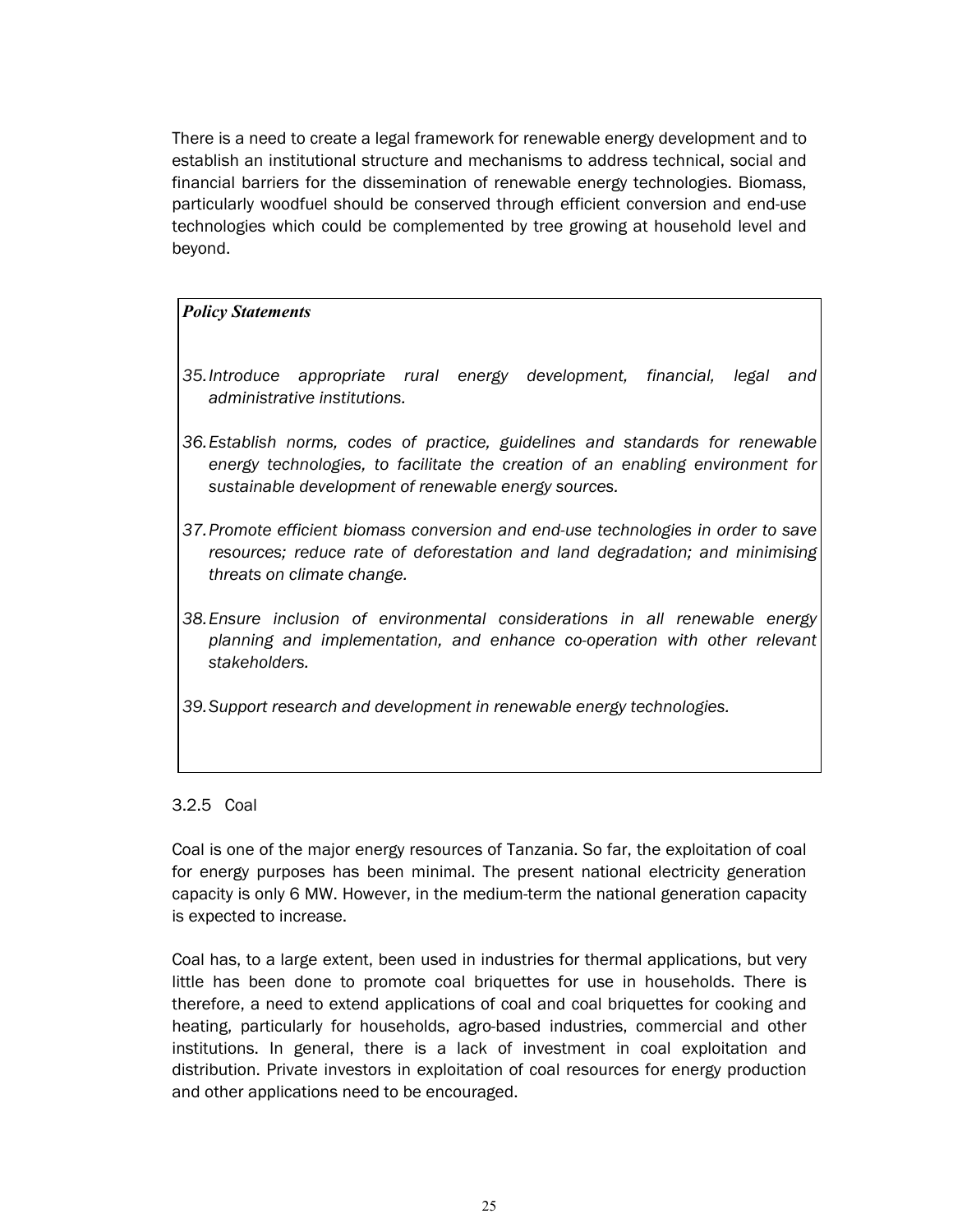There is a need to create a legal framework for renewable energy development and to establish an institutional structure and mechanisms to address technical, social and financial barriers for the dissemination of renewable energy technologies. Biomass, particularly woodfuel should be conserved through efficient conversion and end-use technologies which could be complemented by tree growing at household level and beyond.

***Policy Statements***

35. *Introduce appropriate rural energy development, financial, legal and administrative institutions.*

36. *Establish norms, codes of practice, guidelines and standards for renewable energy technologies, to facilitate the creation of an enabling environment for sustainable development of renewable energy sources.*

37. *Promote efficient biomass conversion and end-use technologies in order to save resources; reduce rate of deforestation and land degradation; and minimising threats on climate change.*

38. *Ensure inclusion of environmental considerations in all renewable energy planning and implementation, and enhance co-operation with other relevant stakeholders.*

39. *Support research and development in renewable energy technologies.*

### 3.2.5 Coal

Coal is one of the major energy resources of Tanzania. So far, the exploitation of coal for energy purposes has been minimal. The present national electricity generation capacity is only 6 MW. However, in the medium-term the national generation capacity is expected to increase.

Coal has, to a large extent, been used in industries for thermal applications, but very little has been done to promote coal briquettes for use in households. There is therefore, a need to extend applications of coal and coal briquettes for cooking and heating, particularly for households, agro-based industries, commercial and other institutions. In general, there is a lack of investment in coal exploitation and distribution. Private investors in exploitation of coal resources for energy production and other applications need to be encouraged.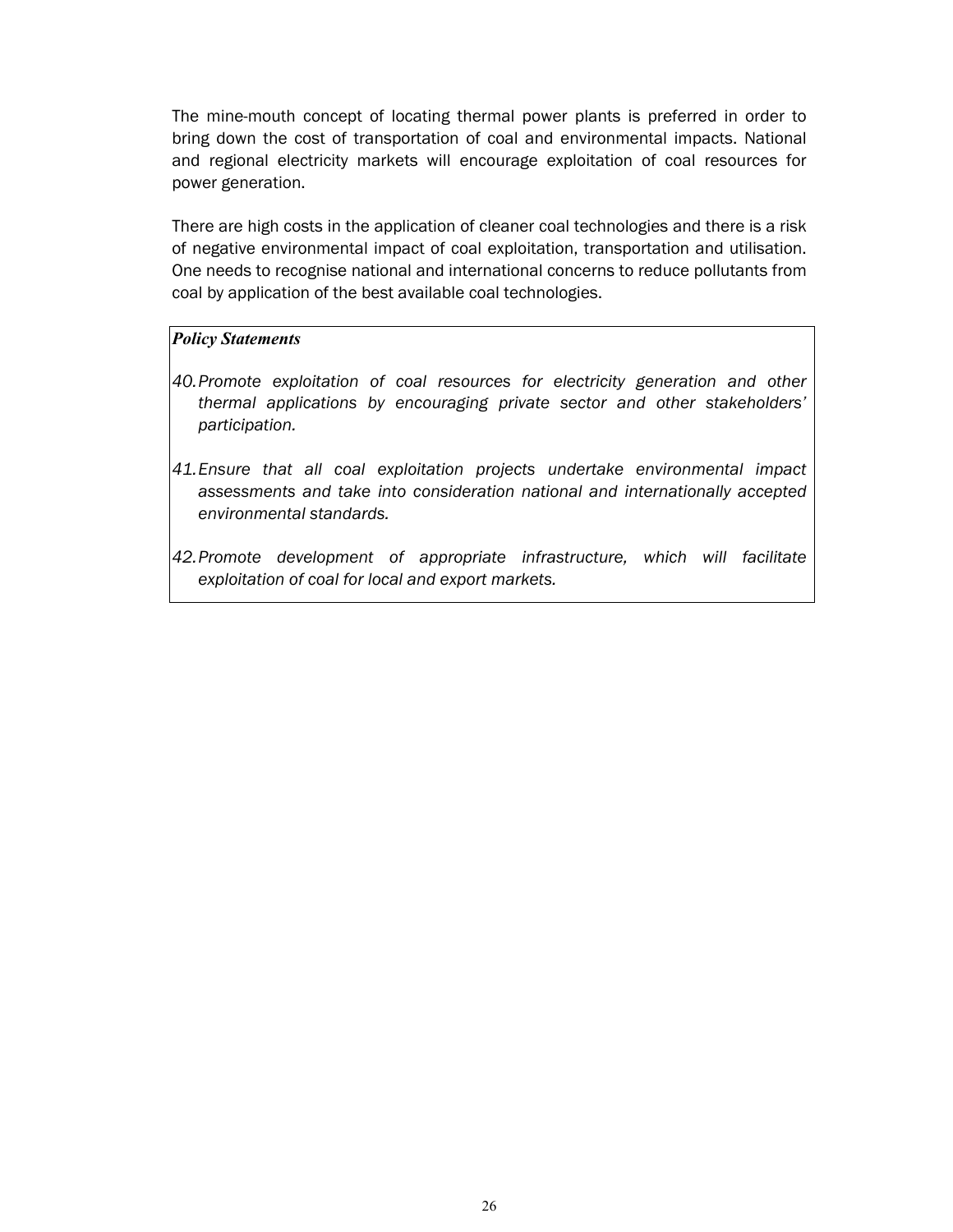The mine-mouth concept of locating thermal power plants is preferred in order to bring down the cost of transportation of coal and environmental impacts. National and regional electricity markets will encourage exploitation of coal resources for power generation.

There are high costs in the application of cleaner coal technologies and there is a risk of negative environmental impact of coal exploitation, transportation and utilisation. One needs to recognise national and international concerns to reduce pollutants from coal by application of the best available coal technologies.

***Policy Statements***

*40. Promote exploitation of coal resources for electricity generation and other thermal applications by encouraging private sector and other stakeholders' participation.*

*41. Ensure that all coal exploitation projects undertake environmental impact assessments and take into consideration national and internationally accepted environmental standards.*

*42. Promote development of appropriate infrastructure, which will facilitate exploitation of coal for local and export markets.*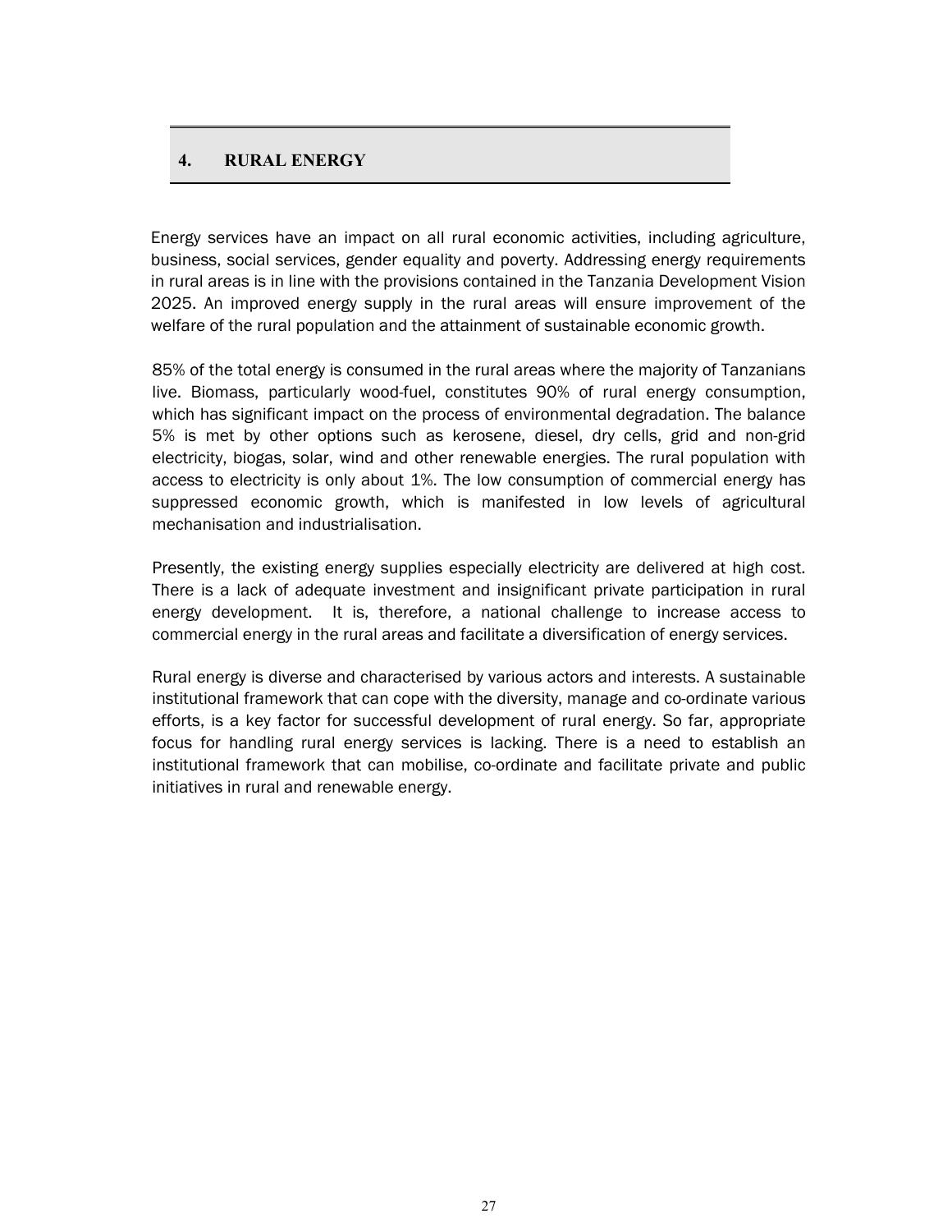## 4. RURAL ENERGY

Energy services have an impact on all rural economic activities, including agriculture, business, social services, gender equality and poverty. Addressing energy requirements in rural areas is in line with the provisions contained in the Tanzania Development Vision 2025. An improved energy supply in the rural areas will ensure improvement of the welfare of the rural population and the attainment of sustainable economic growth.

85% of the total energy is consumed in the rural areas where the majority of Tanzanians live. Biomass, particularly wood-fuel, constitutes 90% of rural energy consumption, which has significant impact on the process of environmental degradation. The balance 5% is met by other options such as kerosene, diesel, dry cells, grid and non-grid electricity, biogas, solar, wind and other renewable energies. The rural population with access to electricity is only about 1%. The low consumption of commercial energy has suppressed economic growth, which is manifested in low levels of agricultural mechanisation and industrialisation.

Presently, the existing energy supplies especially electricity are delivered at high cost. There is a lack of adequate investment and insignificant private participation in rural energy development. It is, therefore, a national challenge to increase access to commercial energy in the rural areas and facilitate a diversification of energy services.

Rural energy is diverse and characterised by various actors and interests. A sustainable institutional framework that can cope with the diversity, manage and co-ordinate various efforts, is a key factor for successful development of rural energy. So far, appropriate focus for handling rural energy services is lacking. There is a need to establish an institutional framework that can mobilise, co-ordinate and facilitate private and public initiatives in rural and renewable energy.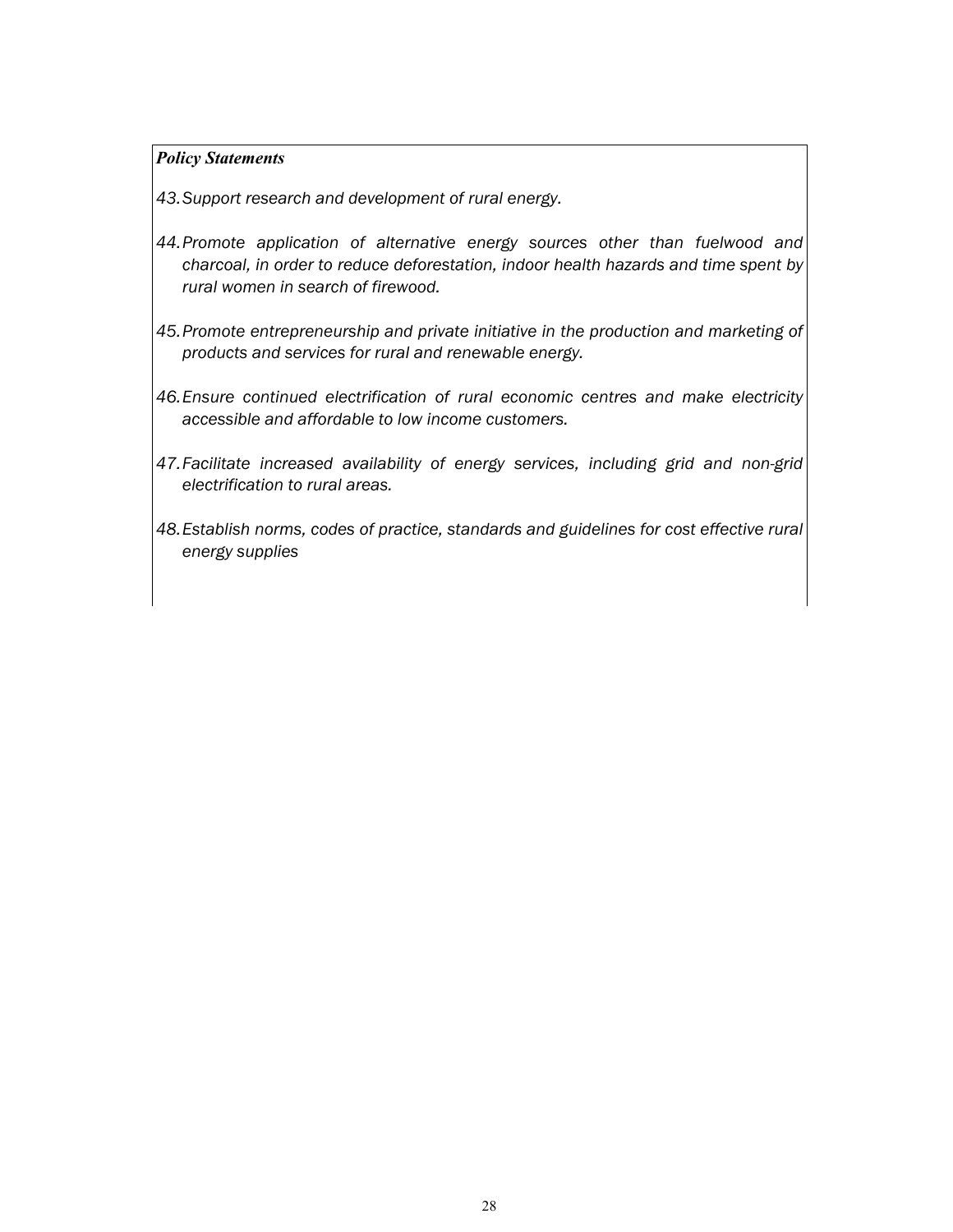***Policy Statements***

*43. Support research and development of rural energy.*

*44. Promote application of alternative energy sources other than fuelwood and charcoal, in order to reduce deforestation, indoor health hazards and time spent by rural women in search of firewood.*

*45. Promote entrepreneurship and private initiative in the production and marketing of products and services for rural and renewable energy.*

*46. Ensure continued electrification of rural economic centres and make electricity accessible and affordable to low income customers.*

*47. Facilitate increased availability of energy services, including grid and non-grid electrification to rural areas.*

*48. Establish norms, codes of practice, standards and guidelines for cost effective rural energy supplies*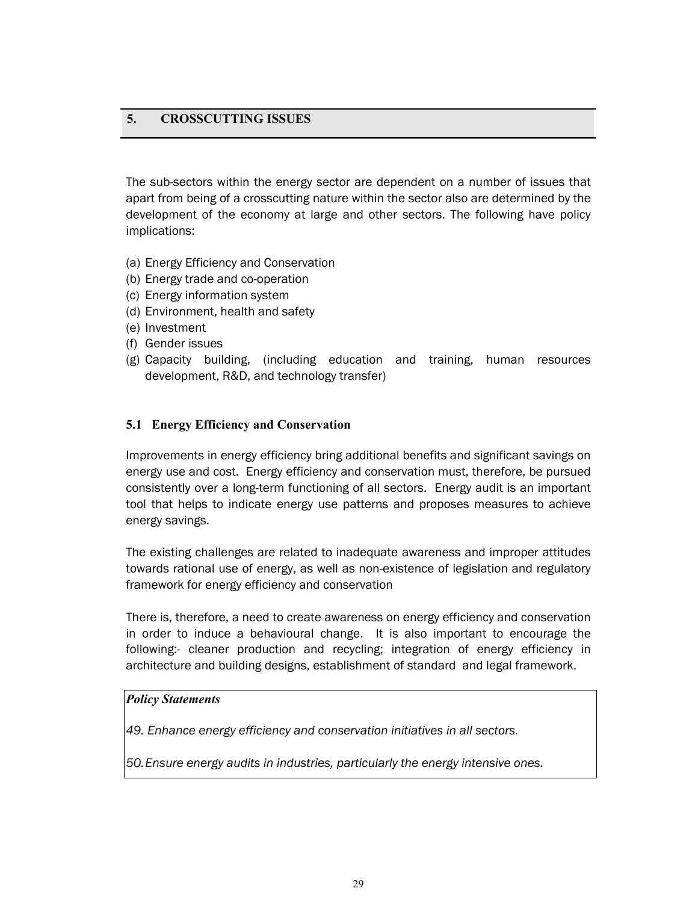## 5. CROSSCUTTING ISSUES

The sub-sectors within the energy sector are dependent on a number of issues that apart from being of a crosscutting nature within the sector also are determined by the development of the economy at large and other sectors. The following have policy implications:

(a) Energy Efficiency and Conservation
(b) Energy trade and co-operation
(c) Energy information system
(d) Environment, health and safety
(e) Investment
(f) Gender issues
(g) Capacity building, (including education and training, human resources development, R&D, and technology transfer)

### 5.1 Energy Efficiency and Conservation

Improvements in energy efficiency bring additional benefits and significant savings on energy use and cost. Energy efficiency and conservation must, therefore, be pursued consistently over a long-term functioning of all sectors. Energy audit is an important tool that helps to indicate energy use patterns and proposes measures to achieve energy savings.

The existing challenges are related to inadequate awareness and improper attitudes towards rational use of energy, as well as non-existence of legislation and regulatory framework for energy efficiency and conservation

There is, therefore, a need to create awareness on energy efficiency and conservation in order to induce a behavioural change. It is also important to encourage the following:- cleaner production and recycling; integration of energy efficiency in architecture and building designs, establishment of standard and legal framework.

***Policy Statements***

*49. Enhance energy efficiency and conservation initiatives in all sectors.*

*50. Ensure energy audits in industries, particularly the energy intensive ones.*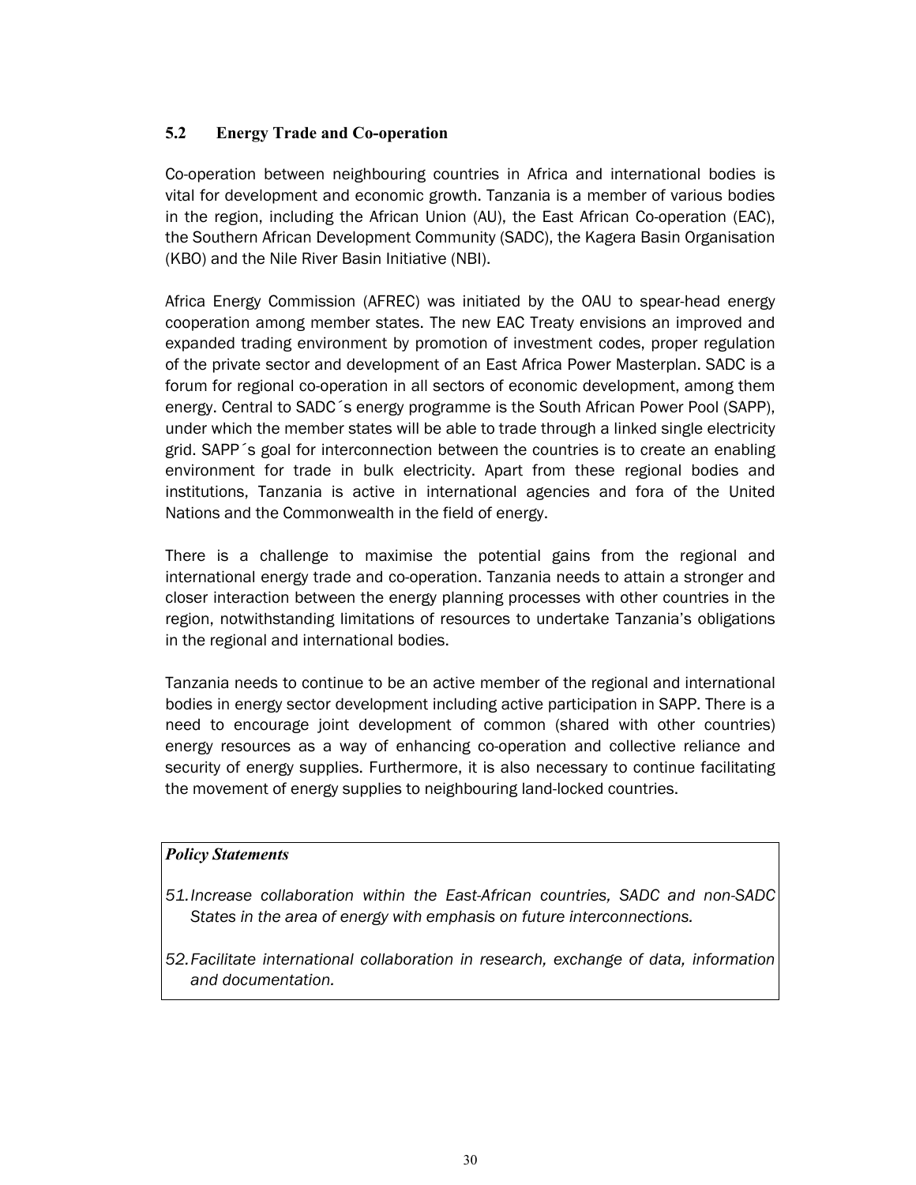## 5.2 Energy Trade and Co-operation

Co-operation between neighbouring countries in Africa and international bodies is vital for development and economic growth. Tanzania is a member of various bodies in the region, including the African Union (AU), the East African Co-operation (EAC), the Southern African Development Community (SADC), the Kagera Basin Organisation (KBO) and the Nile River Basin Initiative (NBI).

Africa Energy Commission (AFREC) was initiated by the OAU to spear-head energy cooperation among member states. The new EAC Treaty envisions an improved and expanded trading environment by promotion of investment codes, proper regulation of the private sector and development of an East Africa Power Masterplan. SADC is a forum for regional co-operation in all sectors of economic development, among them energy. Central to SADC´s energy programme is the South African Power Pool (SAPP), under which the member states will be able to trade through a linked single electricity grid. SAPP´s goal for interconnection between the countries is to create an enabling environment for trade in bulk electricity. Apart from these regional bodies and institutions, Tanzania is active in international agencies and fora of the United Nations and the Commonwealth in the field of energy.

There is a challenge to maximise the potential gains from the regional and international energy trade and co-operation. Tanzania needs to attain a stronger and closer interaction between the energy planning processes with other countries in the region, notwithstanding limitations of resources to undertake Tanzania's obligations in the regional and international bodies.

Tanzania needs to continue to be an active member of the regional and international bodies in energy sector development including active participation in SAPP. There is a need to encourage joint development of common (shared with other countries) energy resources as a way of enhancing co-operation and collective reliance and security of energy supplies. Furthermore, it is also necessary to continue facilitating the movement of energy supplies to neighbouring land-locked countries.

***Policy Statements***

*51. Increase collaboration within the East-African countries, SADC and non-SADC States in the area of energy with emphasis on future interconnections.*

*52. Facilitate international collaboration in research, exchange of data, information and documentation.*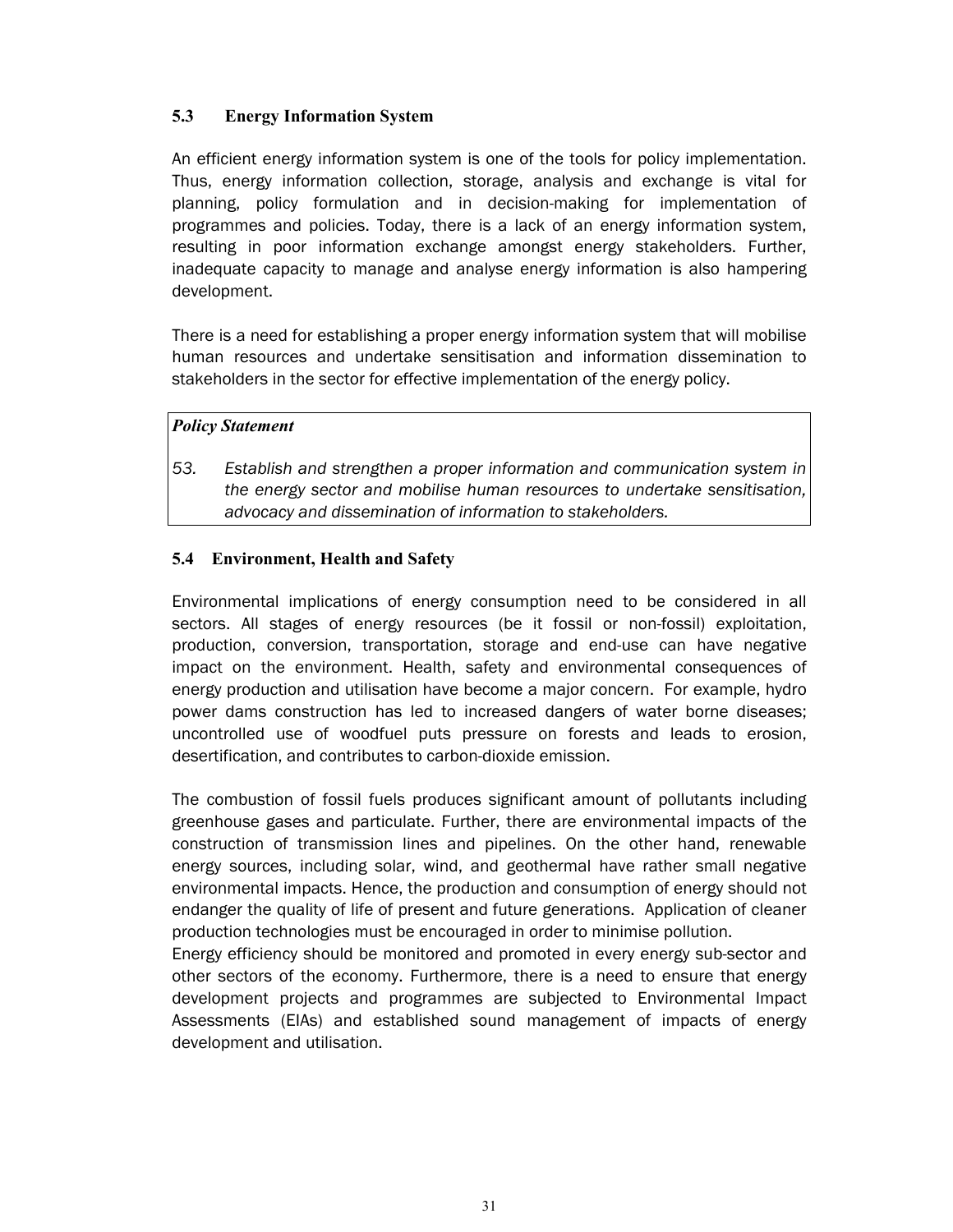### 5.3 Energy Information System

An efficient energy information system is one of the tools for policy implementation. Thus, energy information collection, storage, analysis and exchange is vital for planning, policy formulation and in decision-making for implementation of programmes and policies. Today, there is a lack of an energy information system, resulting in poor information exchange amongst energy stakeholders. Further, inadequate capacity to manage and analyse energy information is also hampering development.

There is a need for establishing a proper energy information system that will mobilise human resources and undertake sensitisation and information dissemination to stakeholders in the sector for effective implementation of the energy policy.

> ***Policy Statement***
>
> *53. Establish and strengthen a proper information and communication system in the energy sector and mobilise human resources to undertake sensitisation, advocacy and dissemination of information to stakeholders.*

### 5.4 Environment, Health and Safety

Environmental implications of energy consumption need to be considered in all sectors. All stages of energy resources (be it fossil or non-fossil) exploitation, production, conversion, transportation, storage and end-use can have negative impact on the environment. Health, safety and environmental consequences of energy production and utilisation have become a major concern. For example, hydro power dams construction has led to increased dangers of water borne diseases; uncontrolled use of woodfuel puts pressure on forests and leads to erosion, desertification, and contributes to carbon-dioxide emission.

The combustion of fossil fuels produces significant amount of pollutants including greenhouse gases and particulate. Further, there are environmental impacts of the construction of transmission lines and pipelines. On the other hand, renewable energy sources, including solar, wind, and geothermal have rather small negative environmental impacts. Hence, the production and consumption of energy should not endanger the quality of life of present and future generations. Application of cleaner production technologies must be encouraged in order to minimise pollution.

Energy efficiency should be monitored and promoted in every energy sub-sector and other sectors of the economy. Furthermore, there is a need to ensure that energy development projects and programmes are subjected to Environmental Impact Assessments (EIAs) and established sound management of impacts of energy development and utilisation.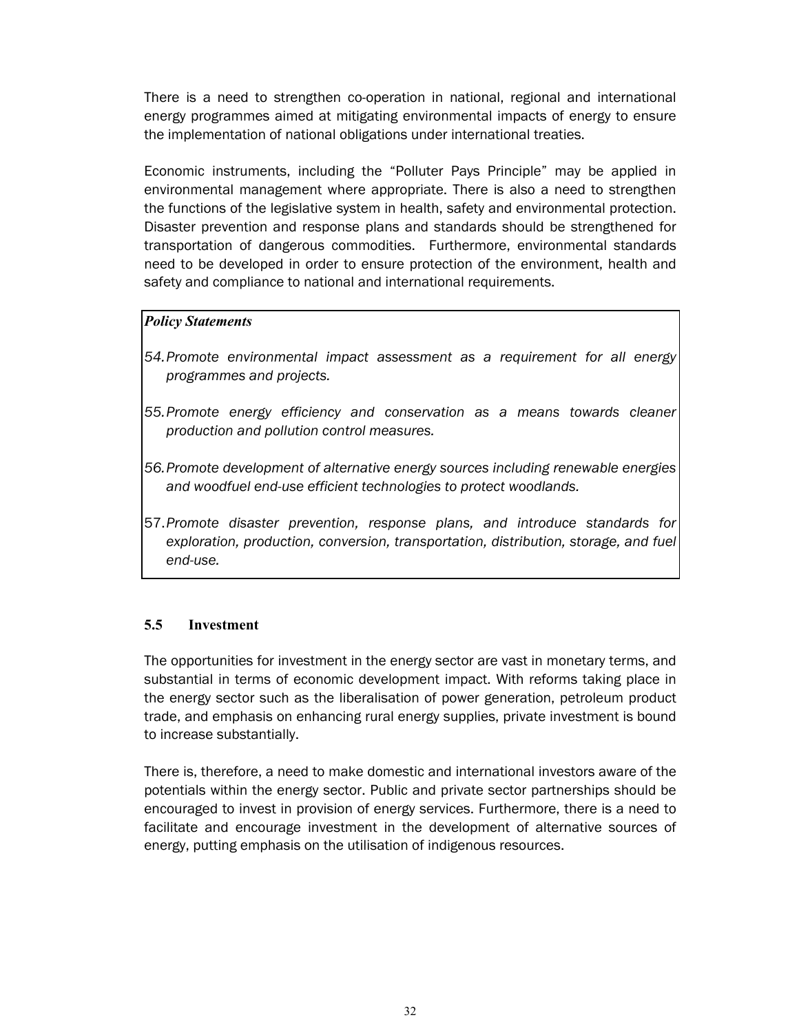There is a need to strengthen co-operation in national, regional and international energy programmes aimed at mitigating environmental impacts of energy to ensure the implementation of national obligations under international treaties.

Economic instruments, including the "Polluter Pays Principle" may be applied in environmental management where appropriate. There is also a need to strengthen the functions of the legislative system in health, safety and environmental protection. Disaster prevention and response plans and standards should be strengthened for transportation of dangerous commodities. Furthermore, environmental standards need to be developed in order to ensure protection of the environment, health and safety and compliance to national and international requirements.

***Policy Statements***

54. *Promote environmental impact assessment as a requirement for all energy programmes and projects.*

55. *Promote energy efficiency and conservation as a means towards cleaner production and pollution control measures.*

56. *Promote development of alternative energy sources including renewable energies and woodfuel end-use efficient technologies to protect woodlands.*

57. *Promote disaster prevention, response plans, and introduce standards for exploration, production, conversion, transportation, distribution, storage, and fuel end-use.*

### 5.5 Investment

The opportunities for investment in the energy sector are vast in monetary terms, and substantial in terms of economic development impact. With reforms taking place in the energy sector such as the liberalisation of power generation, petroleum product trade, and emphasis on enhancing rural energy supplies, private investment is bound to increase substantially.

There is, therefore, a need to make domestic and international investors aware of the potentials within the energy sector. Public and private sector partnerships should be encouraged to invest in provision of energy services. Furthermore, there is a need to facilitate and encourage investment in the development of alternative sources of energy, putting emphasis on the utilisation of indigenous resources.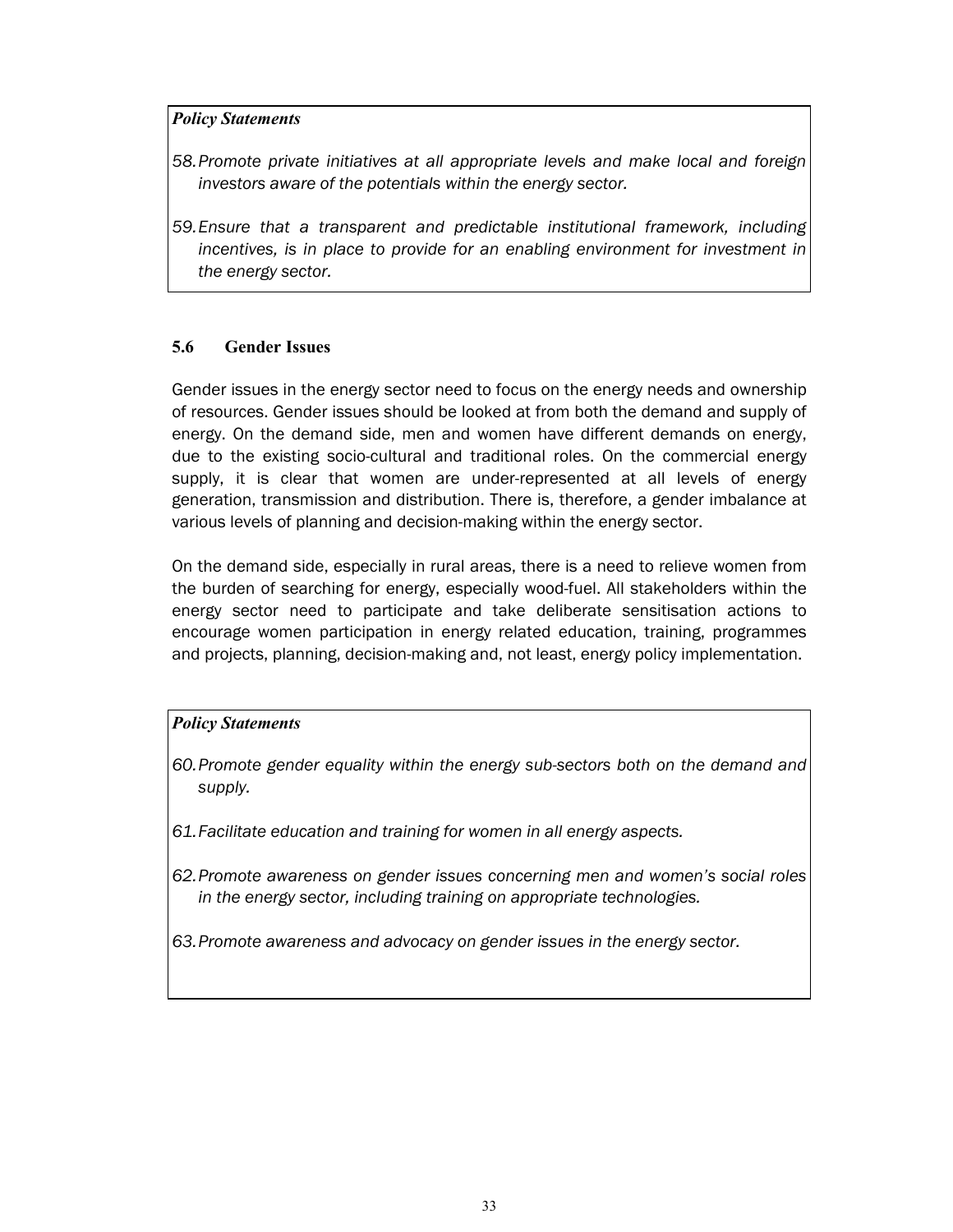***Policy Statements***

*58. Promote private initiatives at all appropriate levels and make local and foreign investors aware of the potentials within the energy sector.*

*59. Ensure that a transparent and predictable institutional framework, including incentives, is in place to provide for an enabling environment for investment in the energy sector.*

### 5.6 Gender Issues

Gender issues in the energy sector need to focus on the energy needs and ownership of resources. Gender issues should be looked at from both the demand and supply of energy. On the demand side, men and women have different demands on energy, due to the existing socio-cultural and traditional roles. On the commercial energy supply, it is clear that women are under-represented at all levels of energy generation, transmission and distribution. There is, therefore, a gender imbalance at various levels of planning and decision-making within the energy sector.

On the demand side, especially in rural areas, there is a need to relieve women from the burden of searching for energy, especially wood-fuel. All stakeholders within the energy sector need to participate and take deliberate sensitisation actions to encourage women participation in energy related education, training, programmes and projects, planning, decision-making and, not least, energy policy implementation.

***Policy Statements***

*60. Promote gender equality within the energy sub-sectors both on the demand and supply.*

*61. Facilitate education and training for women in all energy aspects.*

*62. Promote awareness on gender issues concerning men and women's social roles in the energy sector, including training on appropriate technologies.*

*63. Promote awareness and advocacy on gender issues in the energy sector.*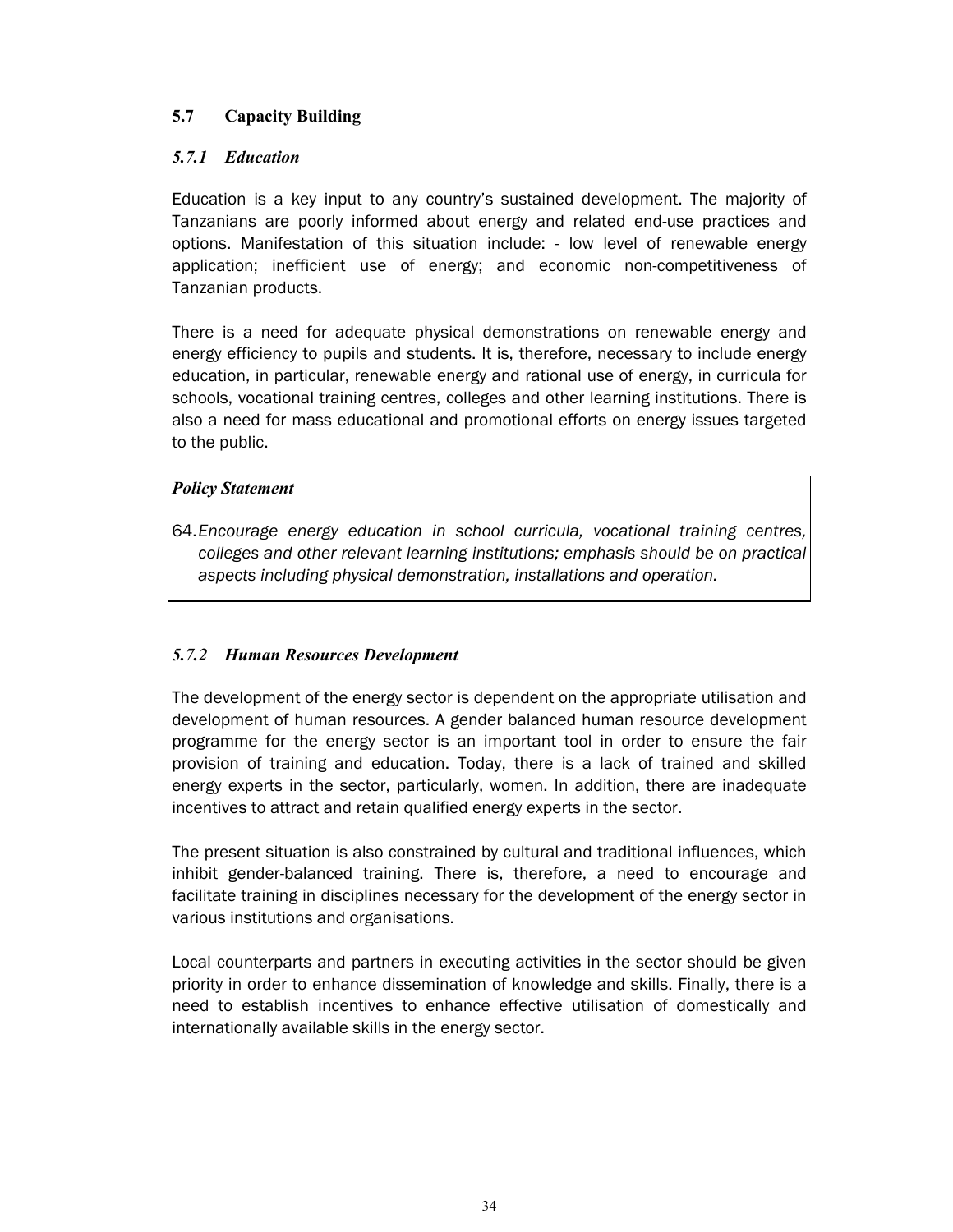## 5.7 Capacity Building

### *5.7.1 Education*

Education is a key input to any country's sustained development. The majority of Tanzanians are poorly informed about energy and related end-use practices and options. Manifestation of this situation include: - low level of renewable energy application; inefficient use of energy; and economic non-competitiveness of Tanzanian products.

There is a need for adequate physical demonstrations on renewable energy and energy efficiency to pupils and students. It is, therefore, necessary to include energy education, in particular, renewable energy and rational use of energy, in curricula for schools, vocational training centres, colleges and other learning institutions. There is also a need for mass educational and promotional efforts on energy issues targeted to the public.

> ***Policy Statement***
>
> 64. *Encourage energy education in school curricula, vocational training centres, colleges and other relevant learning institutions; emphasis should be on practical aspects including physical demonstration, installations and operation.*

### *5.7.2 Human Resources Development*

The development of the energy sector is dependent on the appropriate utilisation and development of human resources. A gender balanced human resource development programme for the energy sector is an important tool in order to ensure the fair provision of training and education. Today, there is a lack of trained and skilled energy experts in the sector, particularly, women. In addition, there are inadequate incentives to attract and retain qualified energy experts in the sector.

The present situation is also constrained by cultural and traditional influences, which inhibit gender-balanced training. There is, therefore, a need to encourage and facilitate training in disciplines necessary for the development of the energy sector in various institutions and organisations.

Local counterparts and partners in executing activities in the sector should be given priority in order to enhance dissemination of knowledge and skills. Finally, there is a need to establish incentives to enhance effective utilisation of domestically and internationally available skills in the energy sector.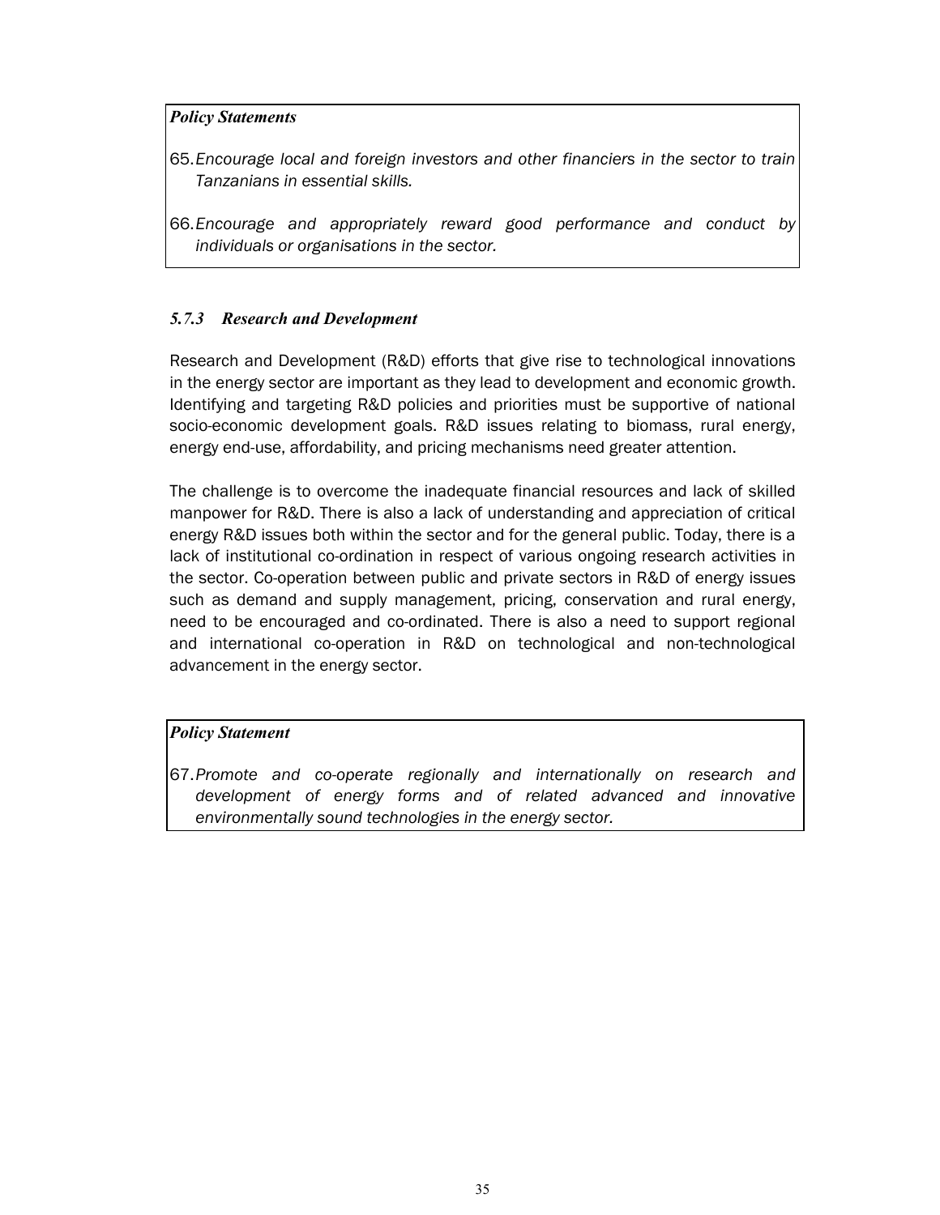***Policy Statements***

65. *Encourage local and foreign investors and other financiers in the sector to train Tanzanians in essential skills.*

66. *Encourage and appropriately reward good performance and conduct by individuals or organisations in the sector.*

### *5.7.3 Research and Development*

Research and Development (R&D) efforts that give rise to technological innovations in the energy sector are important as they lead to development and economic growth. Identifying and targeting R&D policies and priorities must be supportive of national socio-economic development goals. R&D issues relating to biomass, rural energy, energy end-use, affordability, and pricing mechanisms need greater attention.

The challenge is to overcome the inadequate financial resources and lack of skilled manpower for R&D. There is also a lack of understanding and appreciation of critical energy R&D issues both within the sector and for the general public. Today, there is a lack of institutional co-ordination in respect of various ongoing research activities in the sector. Co-operation between public and private sectors in R&D of energy issues such as demand and supply management, pricing, conservation and rural energy, need to be encouraged and co-ordinated. There is also a need to support regional and international co-operation in R&D on technological and non-technological advancement in the energy sector.

***Policy Statement***

67. *Promote and co-operate regionally and internationally on research and development of energy forms and of related advanced and innovative environmentally sound technologies in the energy sector.*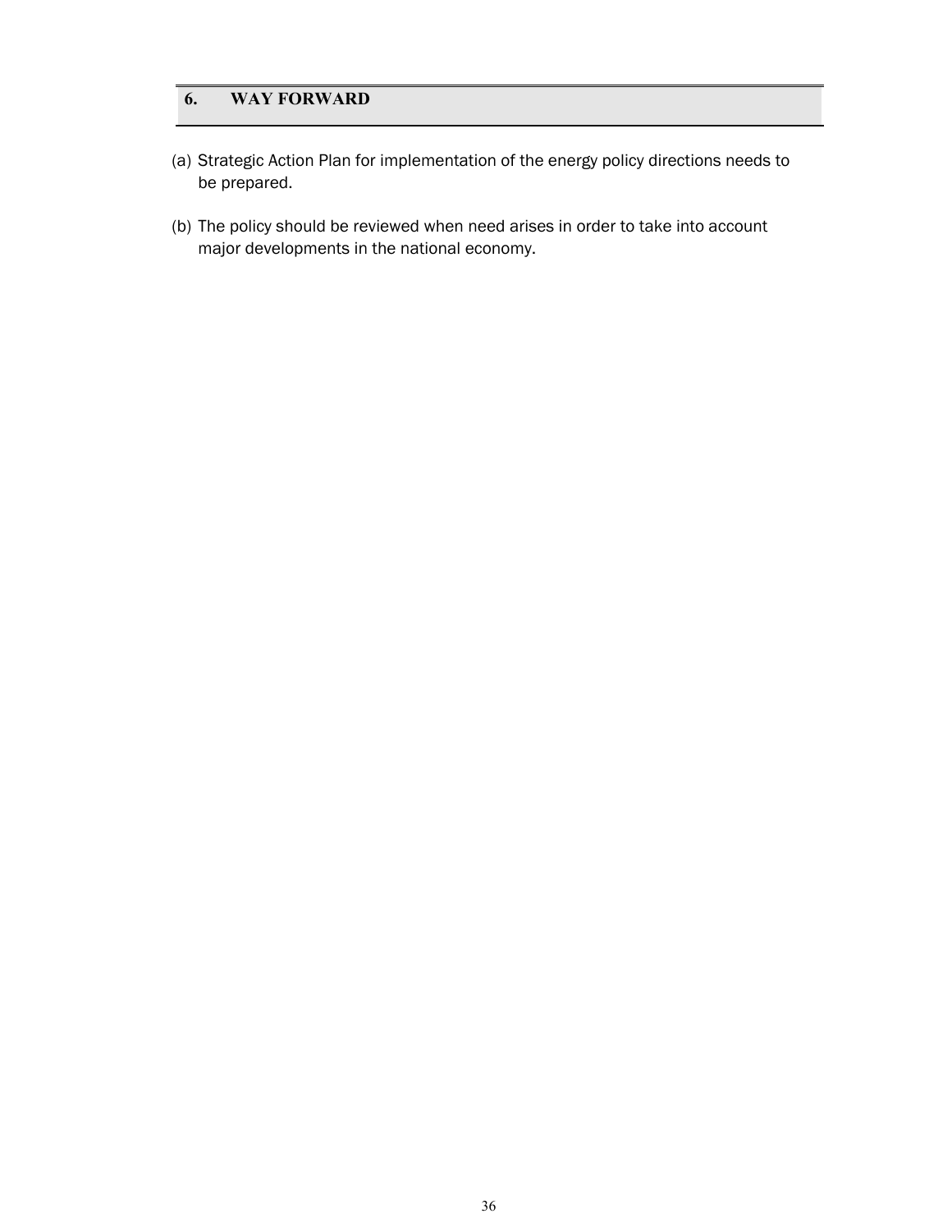## 6. WAY FORWARD

(a) Strategic Action Plan for implementation of the energy policy directions needs to be prepared.

(b) The policy should be reviewed when need arises in order to take into account major developments in the national economy.